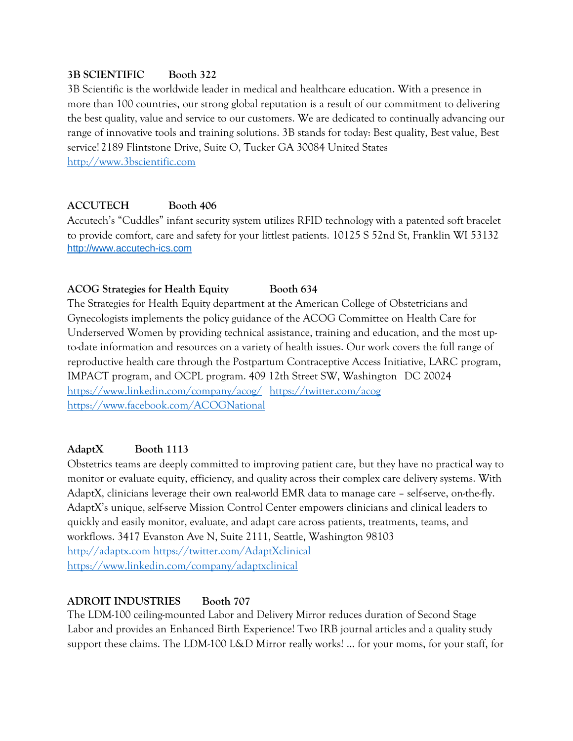**3B SCIENTIFIC Booth 322**

3B Scientific is the worldwide leader in medical and healthcare education. With a presence in more than 100 countries, our strong global reputation is a result of our commitment to delivering the best quality, value and service to our customers. We are dedicated to continually advancing our range of innovative tools and training solutions. 3B stands for today: Best quality, Best value, Best service! 2189 Flintstone Drive, Suite O, Tucker GA 30084 United States
http://www.3bscientific.com

**ACCUTECH Booth 406**

Accutech's "Cuddles" infant security system utilizes RFID technology with a patented soft bracelet to provide comfort, care and safety for your littlest patients. 10125 S 52nd St, Franklin WI 53132
http://www.accutech-ics.com

**ACOG Strategies for Health Equity Booth 634**

The Strategies for Health Equity department at the American College of Obstetricians and Gynecologists implements the policy guidance of the ACOG Committee on Health Care for Underserved Women by providing technical assistance, training and education, and the most up-to-date information and resources on a variety of health issues. Our work covers the full range of reproductive health care through the Postpartum Contraceptive Access Initiative, LARC program, IMPACT program, and OCPL program. 409 12th Street SW, Washington DC 20024
https://www.linkedin.com/company/acog/ https://twitter.com/acog
https://www.facebook.com/ACOGNational

**AdaptX Booth 1113**

Obstetrics teams are deeply committed to improving patient care, but they have no practical way to monitor or evaluate equity, efficiency, and quality across their complex care delivery systems. With AdaptX, clinicians leverage their own real-world EMR data to manage care – self-serve, on-the-fly. AdaptX's unique, self-serve Mission Control Center empowers clinicians and clinical leaders to quickly and easily monitor, evaluate, and adapt care across patients, treatments, teams, and workflows. 3417 Evanston Ave N, Suite 2111, Seattle, Washington 98103
http://adaptx.com https://twitter.com/AdaptXclinical
https://www.linkedin.com/company/adaptxclinical

**ADROIT INDUSTRIES Booth 707**

The LDM-100 ceiling-mounted Labor and Delivery Mirror reduces duration of Second Stage Labor and provides an Enhanced Birth Experience! Two IRB journal articles and a quality study support these claims. The LDM-100 L&D Mirror really works! … for your moms, for your staff, for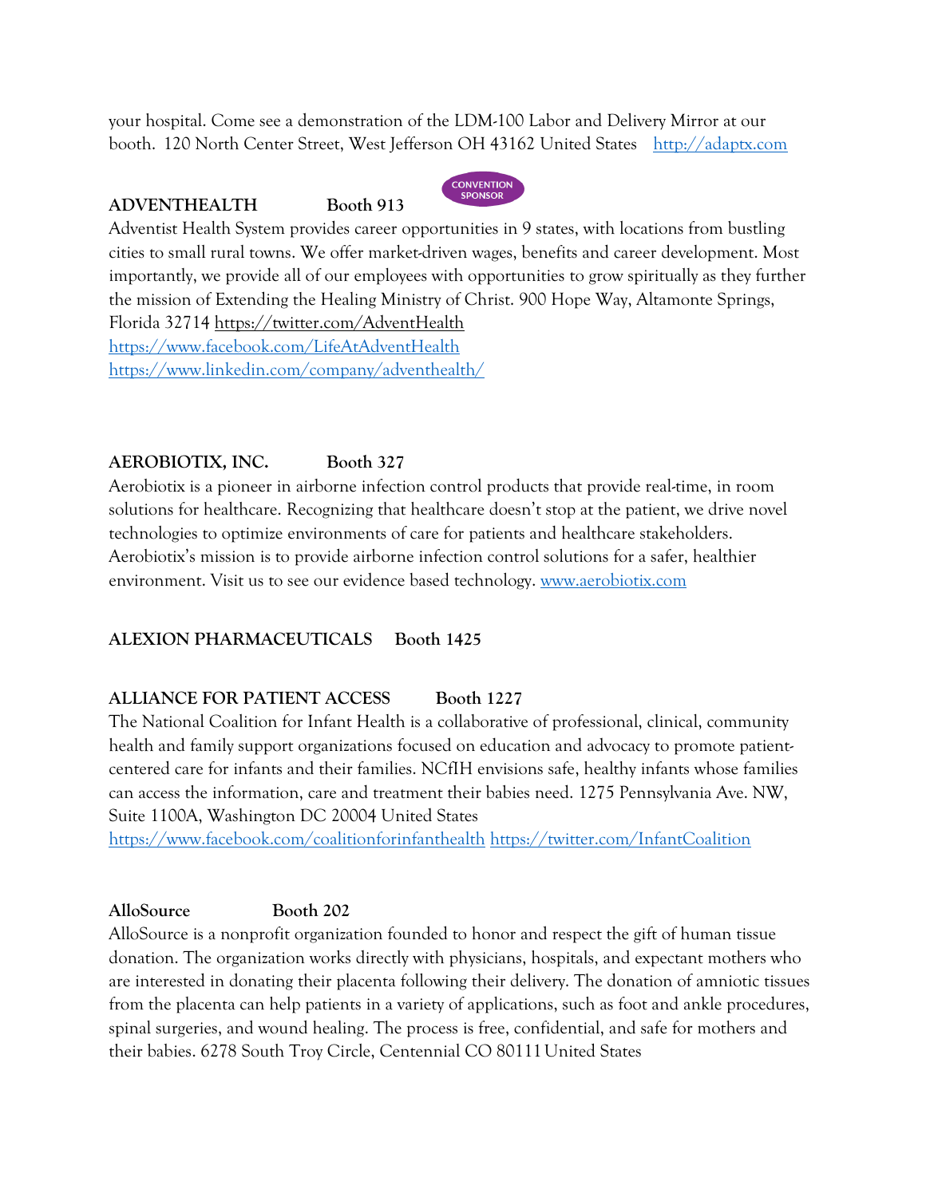your hospital. Come see a demonstration of the LDM-100 Labor and Delivery Mirror at our booth. 120 North Center Street, West Jefferson OH 43162 United States http://adaptx.com

**ADVENTHEALTH Booth 913**

CONVENTION SPONSOR

Adventist Health System provides career opportunities in 9 states, with locations from bustling cities to small rural towns. We offer market-driven wages, benefits and career development. Most importantly, we provide all of our employees with opportunities to grow spiritually as they further the mission of Extending the Healing Ministry of Christ. 900 Hope Way, Altamonte Springs, Florida 32714 https://twitter.com/AdventHealth
https://www.facebook.com/LifeAtAdventHealth
https://www.linkedin.com/company/adventhealth/

**AEROBIOTIX, INC. Booth 327**

Aerobiotix is a pioneer in airborne infection control products that provide real-time, in room solutions for healthcare. Recognizing that healthcare doesn't stop at the patient, we drive novel technologies to optimize environments of care for patients and healthcare stakeholders. Aerobiotix's mission is to provide airborne infection control solutions for a safer, healthier environment. Visit us to see our evidence based technology. www.aerobiotix.com

**ALEXION PHARMACEUTICALS Booth 1425**

**ALLIANCE FOR PATIENT ACCESS Booth 1227**

The National Coalition for Infant Health is a collaborative of professional, clinical, community health and family support organizations focused on education and advocacy to promote patient-centered care for infants and their families. NCfIH envisions safe, healthy infants whose families can access the information, care and treatment their babies need. 1275 Pennsylvania Ave. NW, Suite 1100A, Washington DC 20004 United States
https://www.facebook.com/coalitionforinfanthealth https://twitter.com/InfantCoalition

**AlloSource Booth 202**

AlloSource is a nonprofit organization founded to honor and respect the gift of human tissue donation. The organization works directly with physicians, hospitals, and expectant mothers who are interested in donating their placenta following their delivery. The donation of amniotic tissues from the placenta can help patients in a variety of applications, such as foot and ankle procedures, spinal surgeries, and wound healing. The process is free, confidential, and safe for mothers and their babies. 6278 South Troy Circle, Centennial CO 80111 United States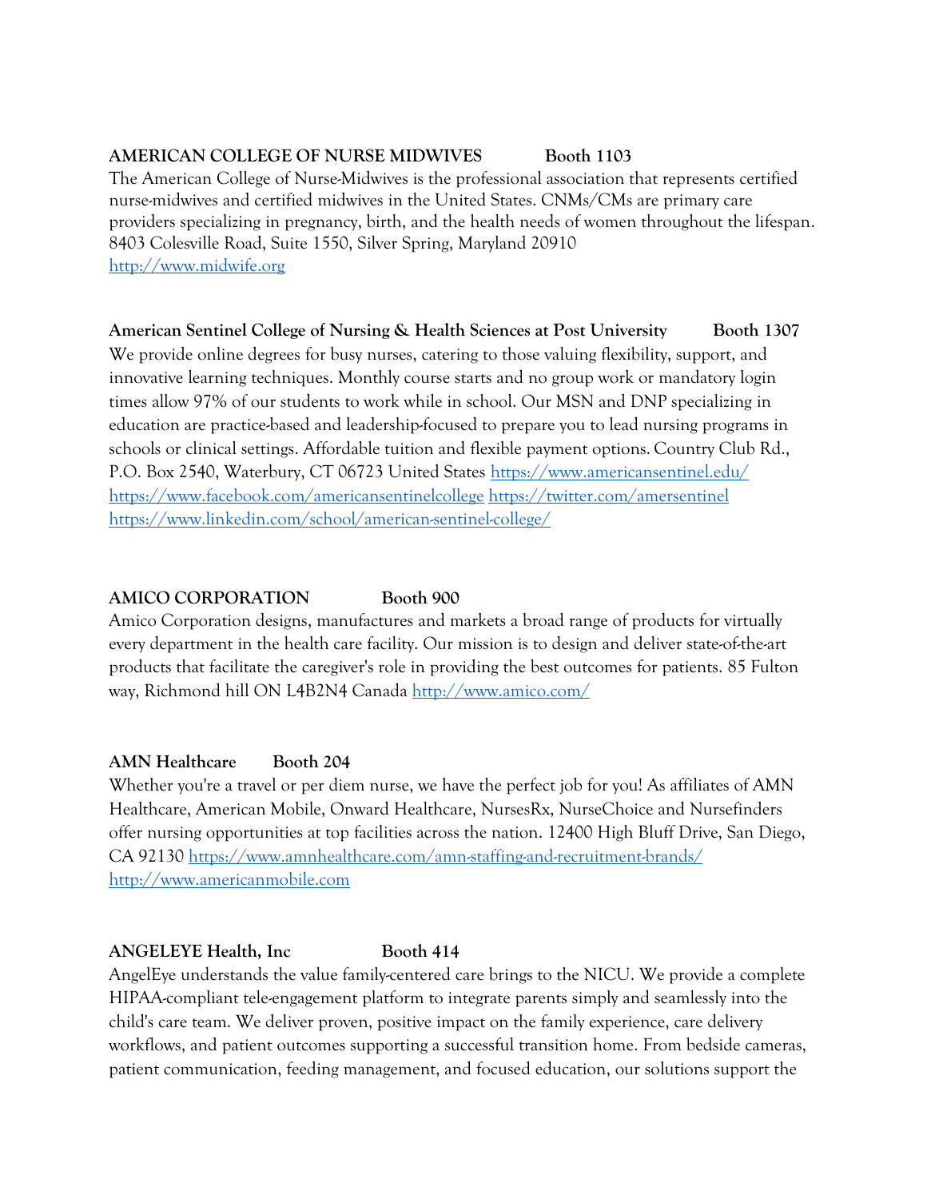**AMERICAN COLLEGE OF NURSE MIDWIVES Booth 1103**

The American College of Nurse-Midwives is the professional association that represents certified nurse-midwives and certified midwives in the United States. CNMs/CMs are primary care providers specializing in pregnancy, birth, and the health needs of women throughout the lifespan. 8403 Colesville Road, Suite 1550, Silver Spring, Maryland 20910
http://www.midwife.org

**American Sentinel College of Nursing & Health Sciences at Post University Booth 1307**

We provide online degrees for busy nurses, catering to those valuing flexibility, support, and innovative learning techniques. Monthly course starts and no group work or mandatory login times allow 97% of our students to work while in school. Our MSN and DNP specializing in education are practice-based and leadership-focused to prepare you to lead nursing programs in schools or clinical settings. Affordable tuition and flexible payment options. Country Club Rd., P.O. Box 2540, Waterbury, CT 06723 United States https://www.americansentinel.edu/ https://www.facebook.com/americansentinelcollege https://twitter.com/amersentinel https://www.linkedin.com/school/american-sentinel-college/

**AMICO CORPORATION Booth 900**

Amico Corporation designs, manufactures and markets a broad range of products for virtually every department in the health care facility. Our mission is to design and deliver state-of-the-art products that facilitate the caregiver's role in providing the best outcomes for patients. 85 Fulton way, Richmond hill ON L4B2N4 Canada http://www.amico.com/

**AMN Healthcare Booth 204**

Whether you're a travel or per diem nurse, we have the perfect job for you! As affiliates of AMN Healthcare, American Mobile, Onward Healthcare, NursesRx, NurseChoice and Nursefinders offer nursing opportunities at top facilities across the nation. 12400 High Bluff Drive, San Diego, CA 92130 https://www.amnhealthcare.com/amn-staffing-and-recruitment-brands/ http://www.americanmobile.com

**ANGELEYE Health, Inc Booth 414**

AngelEye understands the value family-centered care brings to the NICU. We provide a complete HIPAA-compliant tele-engagement platform to integrate parents simply and seamlessly into the child's care team. We deliver proven, positive impact on the family experience, care delivery workflows, and patient outcomes supporting a successful transition home. From bedside cameras, patient communication, feeding management, and focused education, our solutions support the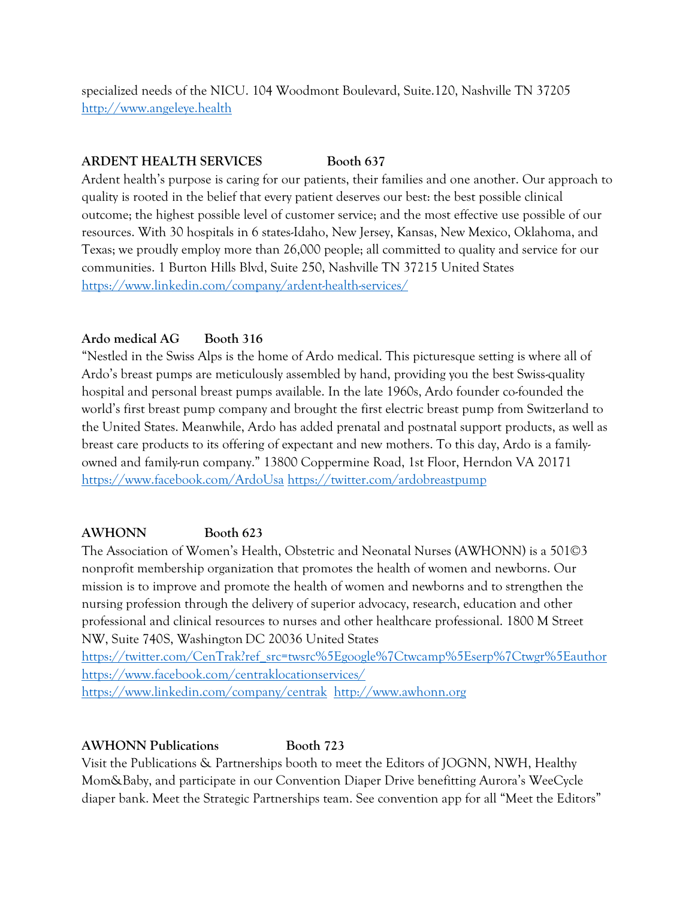specialized needs of the NICU. 104 Woodmont Boulevard, Suite.120, Nashville TN 37205 http://www.angeleye.health

**ARDENT HEALTH SERVICES Booth 637**

Ardent health's purpose is caring for our patients, their families and one another. Our approach to quality is rooted in the belief that every patient deserves our best: the best possible clinical outcome; the highest possible level of customer service; and the most effective use possible of our resources. With 30 hospitals in 6 states-Idaho, New Jersey, Kansas, New Mexico, Oklahoma, and Texas; we proudly employ more than 26,000 people; all committed to quality and service for our communities. 1 Burton Hills Blvd, Suite 250, Nashville TN 37215 United States https://www.linkedin.com/company/ardent-health-services/

**Ardo medical AG Booth 316**

"Nestled in the Swiss Alps is the home of Ardo medical. This picturesque setting is where all of Ardo's breast pumps are meticulously assembled by hand, providing you the best Swiss-quality hospital and personal breast pumps available. In the late 1960s, Ardo founder co-founded the world's first breast pump company and brought the first electric breast pump from Switzerland to the United States. Meanwhile, Ardo has added prenatal and postnatal support products, as well as breast care products to its offering of expectant and new mothers. To this day, Ardo is a family-owned and family-run company." 13800 Coppermine Road, 1st Floor, Herndon VA 20171 https://www.facebook.com/ArdoUsa https://twitter.com/ardobreastpump

**AWHONN Booth 623**

The Association of Women's Health, Obstetric and Neonatal Nurses (AWHONN) is a 501©3 nonprofit membership organization that promotes the health of women and newborns. Our mission is to improve and promote the health of women and newborns and to strengthen the nursing profession through the delivery of superior advocacy, research, education and other professional and clinical resources to nurses and other healthcare professional. 1800 M Street NW, Suite 740S, Washington DC 20036 United States
https://twitter.com/CenTrak?ref_src=twsrc%5Egoogle%7Ctwcamp%5Eserp%7Ctwgr%5Eauthor
https://www.facebook.com/centraklocationservices/
https://www.linkedin.com/company/centrak http://www.awhonn.org

**AWHONN Publications Booth 723**

Visit the Publications & Partnerships booth to meet the Editors of JOGNN, NWH, Healthy Mom&Baby, and participate in our Convention Diaper Drive benefitting Aurora's WeeCycle diaper bank. Meet the Strategic Partnerships team. See convention app for all "Meet the Editors"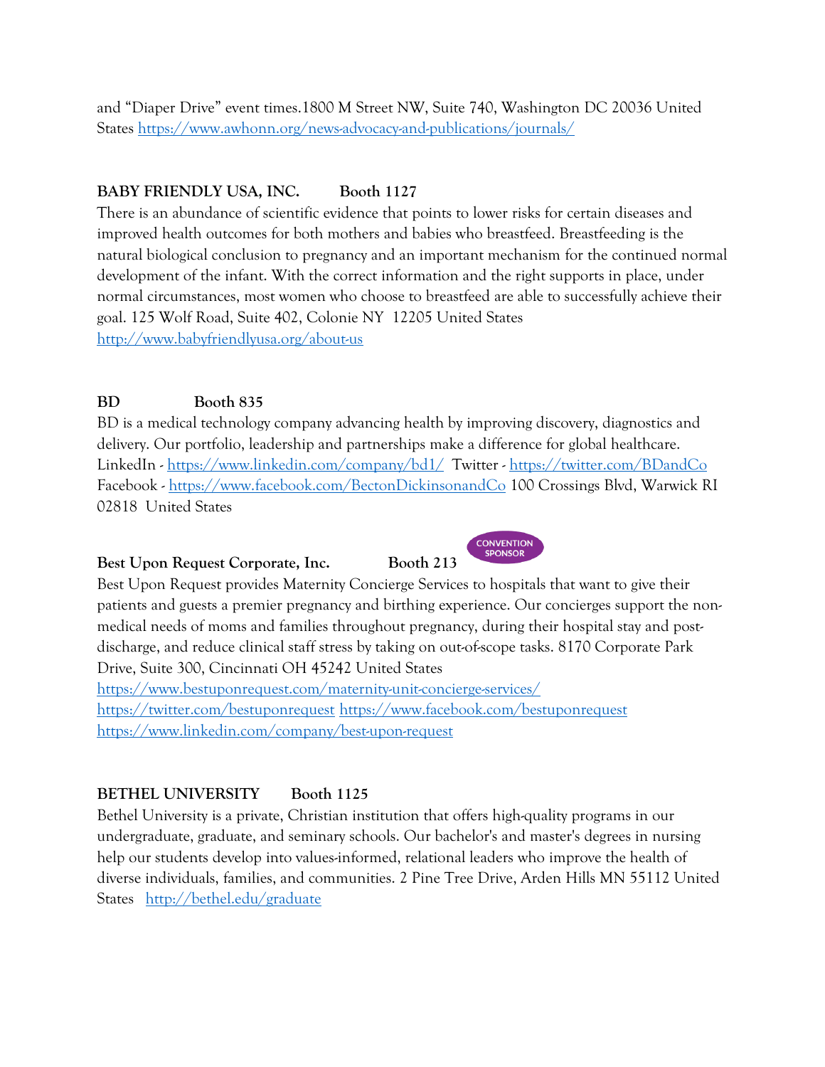and “Diaper Drive” event times.1800 M Street NW, Suite 740, Washington DC 20036 United States https://www.awhonn.org/news-advocacy-and-publications/journals/

**BABY FRIENDLY USA, INC.    Booth 1127**

There is an abundance of scientific evidence that points to lower risks for certain diseases and improved health outcomes for both mothers and babies who breastfeed. Breastfeeding is the natural biological conclusion to pregnancy and an important mechanism for the continued normal development of the infant. With the correct information and the right supports in place, under normal circumstances, most women who choose to breastfeed are able to successfully achieve their goal. 125 Wolf Road, Suite 402, Colonie NY 12205 United States http://www.babyfriendlyusa.org/about-us

**BD    Booth 835**

BD is a medical technology company advancing health by improving discovery, diagnostics and delivery. Our portfolio, leadership and partnerships make a difference for global healthcare. LinkedIn - https://www.linkedin.com/company/bd1/ Twitter - https://twitter.com/BDandCo Facebook - https://www.facebook.com/BectonDickinsonandCo 100 Crossings Blvd, Warwick RI 02818 United States

**Best Upon Request Corporate, Inc.    Booth 213** CONVENTION SPONSOR

Best Upon Request provides Maternity Concierge Services to hospitals that want to give their patients and guests a premier pregnancy and birthing experience. Our concierges support the non-medical needs of moms and families throughout pregnancy, during their hospital stay and post-discharge, and reduce clinical staff stress by taking on out-of-scope tasks. 8170 Corporate Park Drive, Suite 300, Cincinnati OH 45242 United States
https://www.bestuponrequest.com/maternity-unit-concierge-services/
https://twitter.com/bestuponrequest https://www.facebook.com/bestuponrequest
https://www.linkedin.com/company/best-upon-request

**BETHEL UNIVERSITY    Booth 1125**

Bethel University is a private, Christian institution that offers high-quality programs in our undergraduate, graduate, and seminary schools. Our bachelor's and master's degrees in nursing help our students develop into values-informed, relational leaders who improve the health of diverse individuals, families, and communities. 2 Pine Tree Drive, Arden Hills MN 55112 United States http://bethel.edu/graduate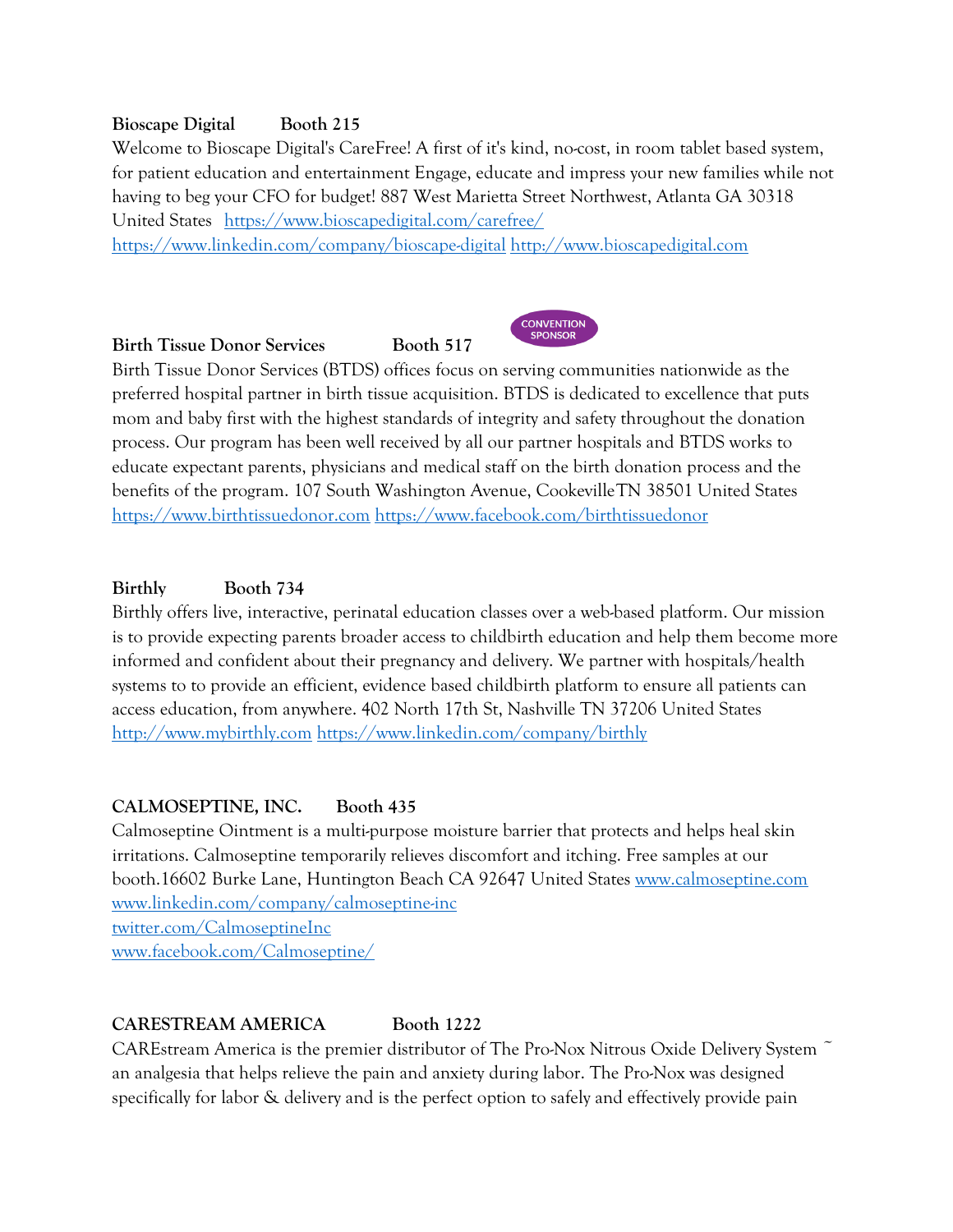**Bioscape Digital Booth 215**

Welcome to Bioscape Digital's CareFree! A first of it's kind, no-cost, in room tablet based system, for patient education and entertainment Engage, educate and impress your new families while not having to beg your CFO for budget! 887 West Marietta Street Northwest, Atlanta GA 30318 United States https://www.bioscapedigital.com/carefree/ https://www.linkedin.com/company/bioscape-digital http://www.bioscapedigital.com

**Birth Tissue Donor Services Booth 517**

CONVENTION SPONSOR

Birth Tissue Donor Services (BTDS) offices focus on serving communities nationwide as the preferred hospital partner in birth tissue acquisition. BTDS is dedicated to excellence that puts mom and baby first with the highest standards of integrity and safety throughout the donation process. Our program has been well received by all our partner hospitals and BTDS works to educate expectant parents, physicians and medical staff on the birth donation process and the benefits of the program. 107 South Washington Avenue, CookevilleTN 38501 United States https://www.birthtissuedonor.com https://www.facebook.com/birthtissuedonor

**Birthly Booth 734**

Birthly offers live, interactive, perinatal education classes over a web-based platform. Our mission is to provide expecting parents broader access to childbirth education and help them become more informed and confident about their pregnancy and delivery. We partner with hospitals/health systems to to provide an efficient, evidence based childbirth platform to ensure all patients can access education, from anywhere. 402 North 17th St, Nashville TN 37206 United States http://www.mybirthly.com https://www.linkedin.com/company/birthly

**CALMOSEPTINE, INC. Booth 435**

Calmoseptine Ointment is a multi-purpose moisture barrier that protects and helps heal skin irritations. Calmoseptine temporarily relieves discomfort and itching. Free samples at our booth.16602 Burke Lane, Huntington Beach CA 92647 United States www.calmoseptine.com
www.linkedin.com/company/calmoseptine-inc
twitter.com/CalmoseptineInc
www.facebook.com/Calmoseptine/

**CARESTREAM AMERICA Booth 1222**

CAREstream America is the premier distributor of The Pro-Nox Nitrous Oxide Delivery System ~ an analgesia that helps relieve the pain and anxiety during labor. The Pro-Nox was designed specifically for labor & delivery and is the perfect option to safely and effectively provide pain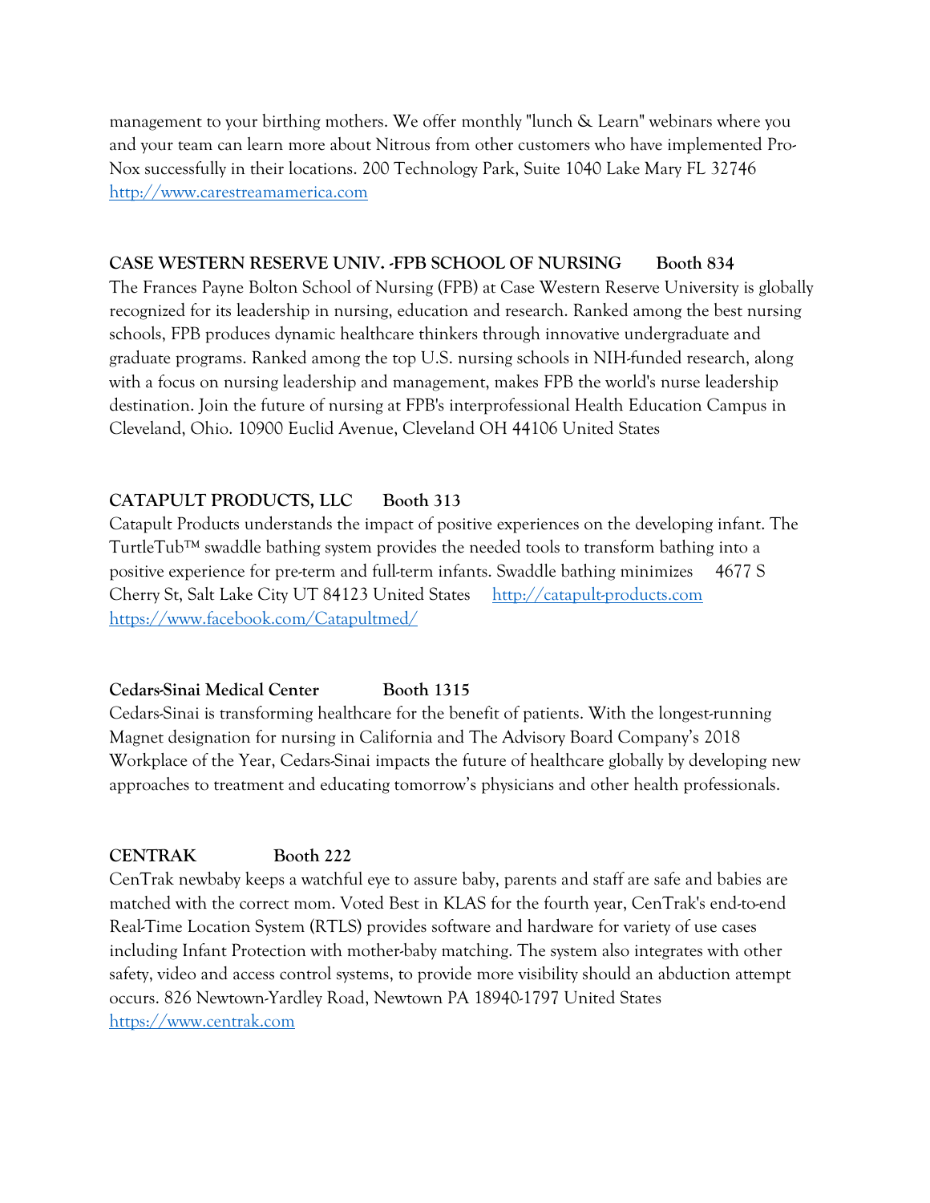management to your birthing mothers. We offer monthly "lunch & Learn" webinars where you and your team can learn more about Nitrous from other customers who have implemented Pro-Nox successfully in their locations. 200 Technology Park, Suite 1040 Lake Mary FL 32746 http://www.carestreamamerica.com

**CASE WESTERN RESERVE UNIV. -FPB SCHOOL OF NURSING Booth 834**

The Frances Payne Bolton School of Nursing (FPB) at Case Western Reserve University is globally recognized for its leadership in nursing, education and research. Ranked among the best nursing schools, FPB produces dynamic healthcare thinkers through innovative undergraduate and graduate programs. Ranked among the top U.S. nursing schools in NIH-funded research, along with a focus on nursing leadership and management, makes FPB the world's nurse leadership destination. Join the future of nursing at FPB's interprofessional Health Education Campus in Cleveland, Ohio. 10900 Euclid Avenue, Cleveland OH 44106 United States

**CATAPULT PRODUCTS, LLC Booth 313**

Catapult Products understands the impact of positive experiences on the developing infant. The TurtleTub™ swaddle bathing system provides the needed tools to transform bathing into a positive experience for pre-term and full-term infants. Swaddle bathing minimizes 4677 S Cherry St, Salt Lake City UT 84123 United States http://catapult-products.com https://www.facebook.com/Catapultmed/

**Cedars-Sinai Medical Center Booth 1315**

Cedars-Sinai is transforming healthcare for the benefit of patients. With the longest-running Magnet designation for nursing in California and The Advisory Board Company's 2018 Workplace of the Year, Cedars-Sinai impacts the future of healthcare globally by developing new approaches to treatment and educating tomorrow's physicians and other health professionals.

**CENTRAK Booth 222**

CenTrak newbaby keeps a watchful eye to assure baby, parents and staff are safe and babies are matched with the correct mom. Voted Best in KLAS for the fourth year, CenTrak's end-to-end Real-Time Location System (RTLS) provides software and hardware for variety of use cases including Infant Protection with mother-baby matching. The system also integrates with other safety, video and access control systems, to provide more visibility should an abduction attempt occurs. 826 Newtown-Yardley Road, Newtown PA 18940-1797 United States https://www.centrak.com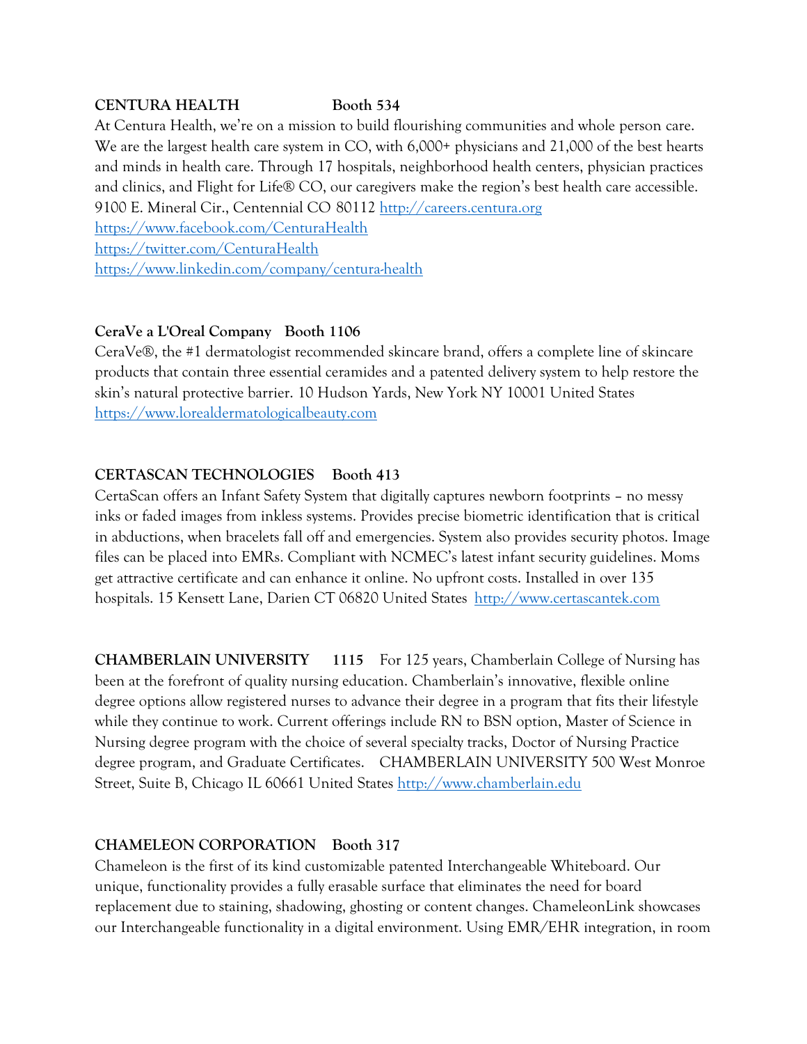**CENTURA HEALTH Booth 534**

At Centura Health, we're on a mission to build flourishing communities and whole person care. We are the largest health care system in CO, with 6,000+ physicians and 21,000 of the best hearts and minds in health care. Through 17 hospitals, neighborhood health centers, physician practices and clinics, and Flight for Life® CO, our caregivers make the region's best health care accessible. 9100 E. Mineral Cir., Centennial CO 80112 http://careers.centura.org
https://www.facebook.com/CenturaHealth
https://twitter.com/CenturaHealth
https://www.linkedin.com/company/centura-health

**CeraVe a L'Oreal Company Booth 1106**

CeraVe®, the #1 dermatologist recommended skincare brand, offers a complete line of skincare products that contain three essential ceramides and a patented delivery system to help restore the skin's natural protective barrier. 10 Hudson Yards, New York NY 10001 United States https://www.lorealdermatologicalbeauty.com

**CERTASCAN TECHNOLOGIES Booth 413**

CertaScan offers an Infant Safety System that digitally captures newborn footprints – no messy inks or faded images from inkless systems. Provides precise biometric identification that is critical in abductions, when bracelets fall off and emergencies. System also provides security photos. Image files can be placed into EMRs. Compliant with NCMEC's latest infant security guidelines. Moms get attractive certificate and can enhance it online. No upfront costs. Installed in over 135 hospitals. 15 Kensett Lane, Darien CT 06820 United States http://www.certascantek.com

**CHAMBERLAIN UNIVERSITY 1115** For 125 years, Chamberlain College of Nursing has been at the forefront of quality nursing education. Chamberlain's innovative, flexible online degree options allow registered nurses to advance their degree in a program that fits their lifestyle while they continue to work. Current offerings include RN to BSN option, Master of Science in Nursing degree program with the choice of several specialty tracks, Doctor of Nursing Practice degree program, and Graduate Certificates. CHAMBERLAIN UNIVERSITY 500 West Monroe Street, Suite B, Chicago IL 60661 United States http://www.chamberlain.edu

**CHAMELEON CORPORATION Booth 317**

Chameleon is the first of its kind customizable patented Interchangeable Whiteboard. Our unique, functionality provides a fully erasable surface that eliminates the need for board replacement due to staining, shadowing, ghosting or content changes. ChameleonLink showcases our Interchangeable functionality in a digital environment. Using EMR/EHR integration, in room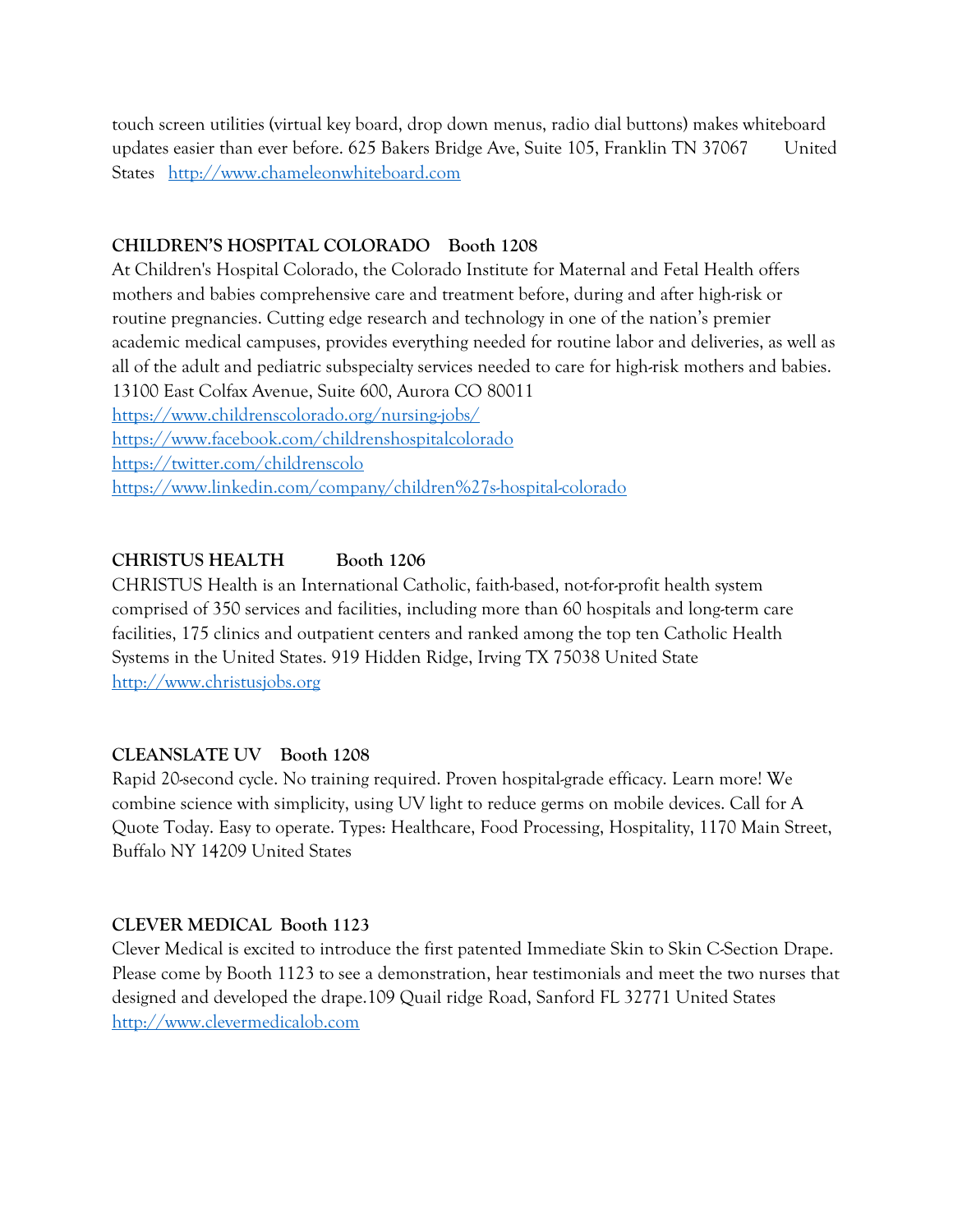touch screen utilities (virtual key board, drop down menus, radio dial buttons) makes whiteboard updates easier than ever before. 625 Bakers Bridge Ave, Suite 105, Franklin TN 37067 United States http://www.chameleonwhiteboard.com

**CHILDREN'S HOSPITAL COLORADO Booth 1208**

At Children's Hospital Colorado, the Colorado Institute for Maternal and Fetal Health offers mothers and babies comprehensive care and treatment before, during and after high-risk or routine pregnancies. Cutting edge research and technology in one of the nation's premier academic medical campuses, provides everything needed for routine labor and deliveries, as well as all of the adult and pediatric subspecialty services needed to care for high-risk mothers and babies. 13100 East Colfax Avenue, Suite 600, Aurora CO 80011
https://www.childrenscolorado.org/nursing-jobs/
https://www.facebook.com/childrenshospitalcolorado
https://twitter.com/childrenscolo
https://www.linkedin.com/company/children%27s-hospital-colorado

**CHRISTUS HEALTH Booth 1206**

CHRISTUS Health is an International Catholic, faith-based, not-for-profit health system comprised of 350 services and facilities, including more than 60 hospitals and long-term care facilities, 175 clinics and outpatient centers and ranked among the top ten Catholic Health Systems in the United States. 919 Hidden Ridge, Irving TX 75038 United State
http://www.christusjobs.org

**CLEANSLATE UV Booth 1208**

Rapid 20-second cycle. No training required. Proven hospital-grade efficacy. Learn more! We combine science with simplicity, using UV light to reduce germs on mobile devices. Call for A Quote Today. Easy to operate. Types: Healthcare, Food Processing, Hospitality, 1170 Main Street, Buffalo NY 14209 United States

**CLEVER MEDICAL Booth 1123**

Clever Medical is excited to introduce the first patented Immediate Skin to Skin C-Section Drape. Please come by Booth 1123 to see a demonstration, hear testimonials and meet the two nurses that designed and developed the drape.109 Quail ridge Road, Sanford FL 32771 United States
http://www.clevermedicalob.com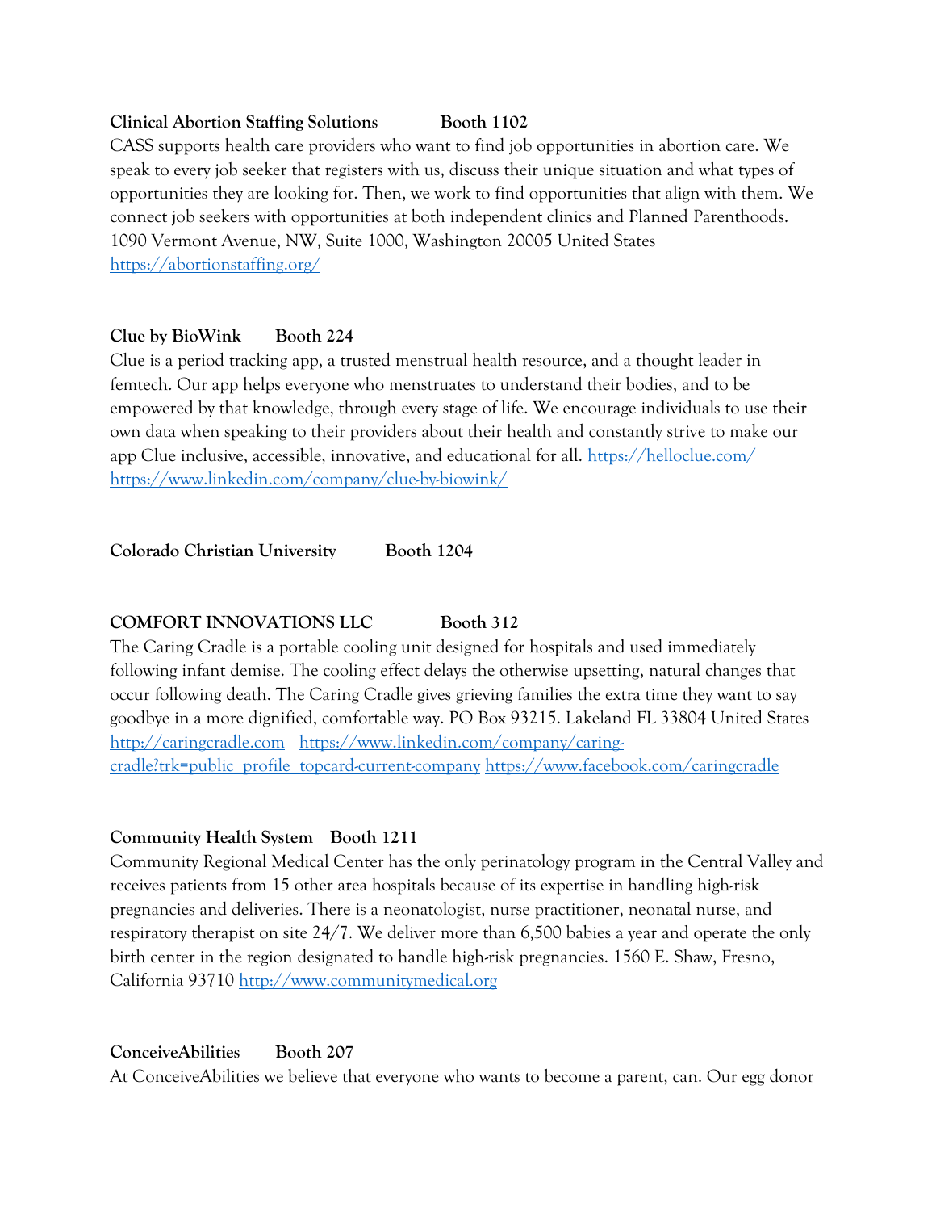**Clinical Abortion Staffing Solutions  Booth 1102**

CASS supports health care providers who want to find job opportunities in abortion care. We speak to every job seeker that registers with us, discuss their unique situation and what types of opportunities they are looking for. Then, we work to find opportunities that align with them. We connect job seekers with opportunities at both independent clinics and Planned Parenthoods. 1090 Vermont Avenue, NW, Suite 1000, Washington 20005 United States https://abortionstaffing.org/

**Clue by BioWink  Booth 224**

Clue is a period tracking app, a trusted menstrual health resource, and a thought leader in femtech. Our app helps everyone who menstruates to understand their bodies, and to be empowered by that knowledge, through every stage of life. We encourage individuals to use their own data when speaking to their providers about their health and constantly strive to make our app Clue inclusive, accessible, innovative, and educational for all. https://helloclue.com/ https://www.linkedin.com/company/clue-by-biowink/

**Colorado Christian University  Booth 1204**

**COMFORT INNOVATIONS LLC  Booth 312**

The Caring Cradle is a portable cooling unit designed for hospitals and used immediately following infant demise. The cooling effect delays the otherwise upsetting, natural changes that occur following death. The Caring Cradle gives grieving families the extra time they want to say goodbye in a more dignified, comfortable way. PO Box 93215. Lakeland FL 33804 United States http://caringcradle.com https://www.linkedin.com/company/caring-cradle?trk=public_profile_topcard-current-company https://www.facebook.com/caringcradle

**Community Health System  Booth 1211**

Community Regional Medical Center has the only perinatology program in the Central Valley and receives patients from 15 other area hospitals because of its expertise in handling high-risk pregnancies and deliveries. There is a neonatologist, nurse practitioner, neonatal nurse, and respiratory therapist on site 24/7. We deliver more than 6,500 babies a year and operate the only birth center in the region designated to handle high-risk pregnancies. 1560 E. Shaw, Fresno, California 93710 http://www.communitymedical.org

**ConceiveAbilities  Booth 207**

At ConceiveAbilities we believe that everyone who wants to become a parent, can. Our egg donor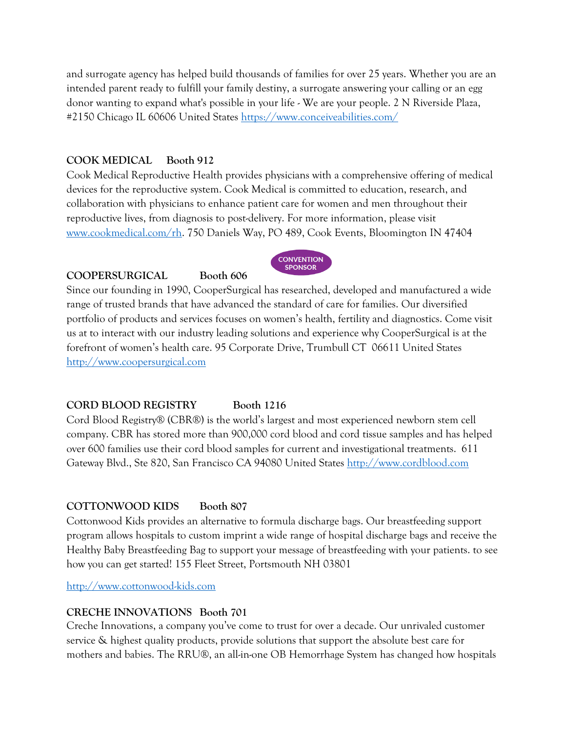and surrogate agency has helped build thousands of families for over 25 years. Whether you are an intended parent ready to fulfill your family destiny, a surrogate answering your calling or an egg donor wanting to expand what's possible in your life - We are your people. 2 N Riverside Plaza, #2150 Chicago IL 60606 United States https://www.conceiveabilities.com/

**COOK MEDICAL Booth 912**

Cook Medical Reproductive Health provides physicians with a comprehensive offering of medical devices for the reproductive system. Cook Medical is committed to education, research, and collaboration with physicians to enhance patient care for women and men throughout their reproductive lives, from diagnosis to post-delivery. For more information, please visit www.cookmedical.com/rh. 750 Daniels Way, PO 489, Cook Events, Bloomington IN 47404

**COOPERSURGICAL Booth 606**

CONVENTION SPONSOR

Since our founding in 1990, CooperSurgical has researched, developed and manufactured a wide range of trusted brands that have advanced the standard of care for families. Our diversified portfolio of products and services focuses on women's health, fertility and diagnostics. Come visit us at to interact with our industry leading solutions and experience why CooperSurgical is at the forefront of women's health care. 95 Corporate Drive, Trumbull CT 06611 United States http://www.coopersurgical.com

**CORD BLOOD REGISTRY Booth 1216**

Cord Blood Registry® (CBR®) is the world's largest and most experienced newborn stem cell company. CBR has stored more than 900,000 cord blood and cord tissue samples and has helped over 600 families use their cord blood samples for current and investigational treatments. 611 Gateway Blvd., Ste 820, San Francisco CA 94080 United States http://www.cordblood.com

**COTTONWOOD KIDS Booth 807**

Cottonwood Kids provides an alternative to formula discharge bags. Our breastfeeding support program allows hospitals to custom imprint a wide range of hospital discharge bags and receive the Healthy Baby Breastfeeding Bag to support your message of breastfeeding with your patients. to see how you can get started! 155 Fleet Street, Portsmouth NH 03801

http://www.cottonwood-kids.com

**CRECHE INNOVATIONS Booth 701**

Creche Innovations, a company you've come to trust for over a decade. Our unrivaled customer service & highest quality products, provide solutions that support the absolute best care for mothers and babies. The RRU®, an all-in-one OB Hemorrhage System has changed how hospitals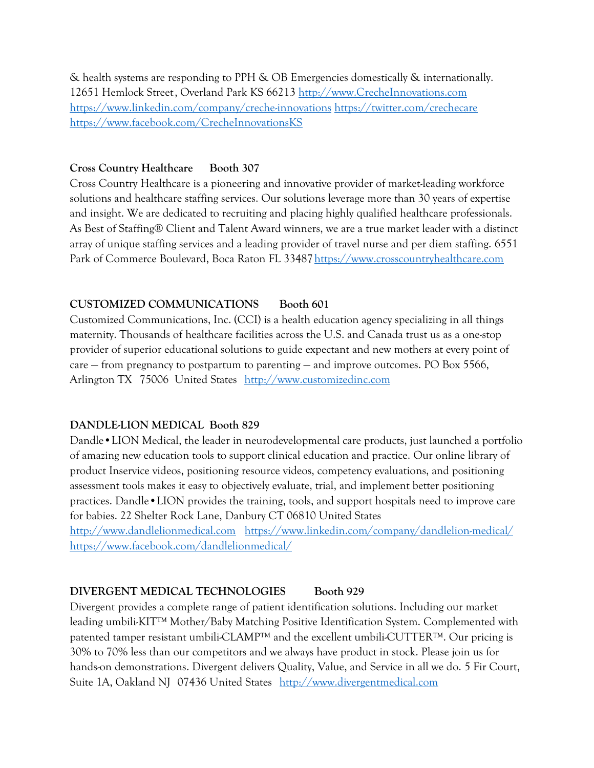& health systems are responding to PPH & OB Emergencies domestically & internationally. 12651 Hemlock Street, Overland Park KS 66213 http://www.CrecheInnovations.com https://www.linkedin.com/company/creche-innovations https://twitter.com/crechecare https://www.facebook.com/CrecheInnovationsKS

**Cross Country Healthcare Booth 307**

Cross Country Healthcare is a pioneering and innovative provider of market-leading workforce solutions and healthcare staffing services. Our solutions leverage more than 30 years of expertise and insight. We are dedicated to recruiting and placing highly qualified healthcare professionals. As Best of Staffing® Client and Talent Award winners, we are a true market leader with a distinct array of unique staffing services and a leading provider of travel nurse and per diem staffing. 6551 Park of Commerce Boulevard, Boca Raton FL 33487 https://www.crosscountryhealthcare.com

**CUSTOMIZED COMMUNICATIONS Booth 601**

Customized Communications, Inc. (CCI) is a health education agency specializing in all things maternity. Thousands of healthcare facilities across the U.S. and Canada trust us as a one-stop provider of superior educational solutions to guide expectant and new mothers at every point of care — from pregnancy to postpartum to parenting — and improve outcomes. PO Box 5566, Arlington TX 75006 United States http://www.customizedinc.com

**DANDLE-LION MEDICAL Booth 829**

Dandle•LION Medical, the leader in neurodevelopmental care products, just launched a portfolio of amazing new education tools to support clinical education and practice. Our online library of product Inservice videos, positioning resource videos, competency evaluations, and positioning assessment tools makes it easy to objectively evaluate, trial, and implement better positioning practices. Dandle•LION provides the training, tools, and support hospitals need to improve care for babies. 22 Shelter Rock Lane, Danbury CT 06810 United States http://www.dandlelionmedical.com https://www.linkedin.com/company/dandlelion-medical/ https://www.facebook.com/dandlelionmedical/

**DIVERGENT MEDICAL TECHNOLOGIES Booth 929**

Divergent provides a complete range of patient identification solutions. Including our market leading umbili-KIT™ Mother/Baby Matching Positive Identification System. Complemented with patented tamper resistant umbili-CLAMP™ and the excellent umbili-CUTTER™. Our pricing is 30% to 70% less than our competitors and we always have product in stock. Please join us for hands-on demonstrations. Divergent delivers Quality, Value, and Service in all we do. 5 Fir Court, Suite 1A, Oakland NJ 07436 United States http://www.divergentmedical.com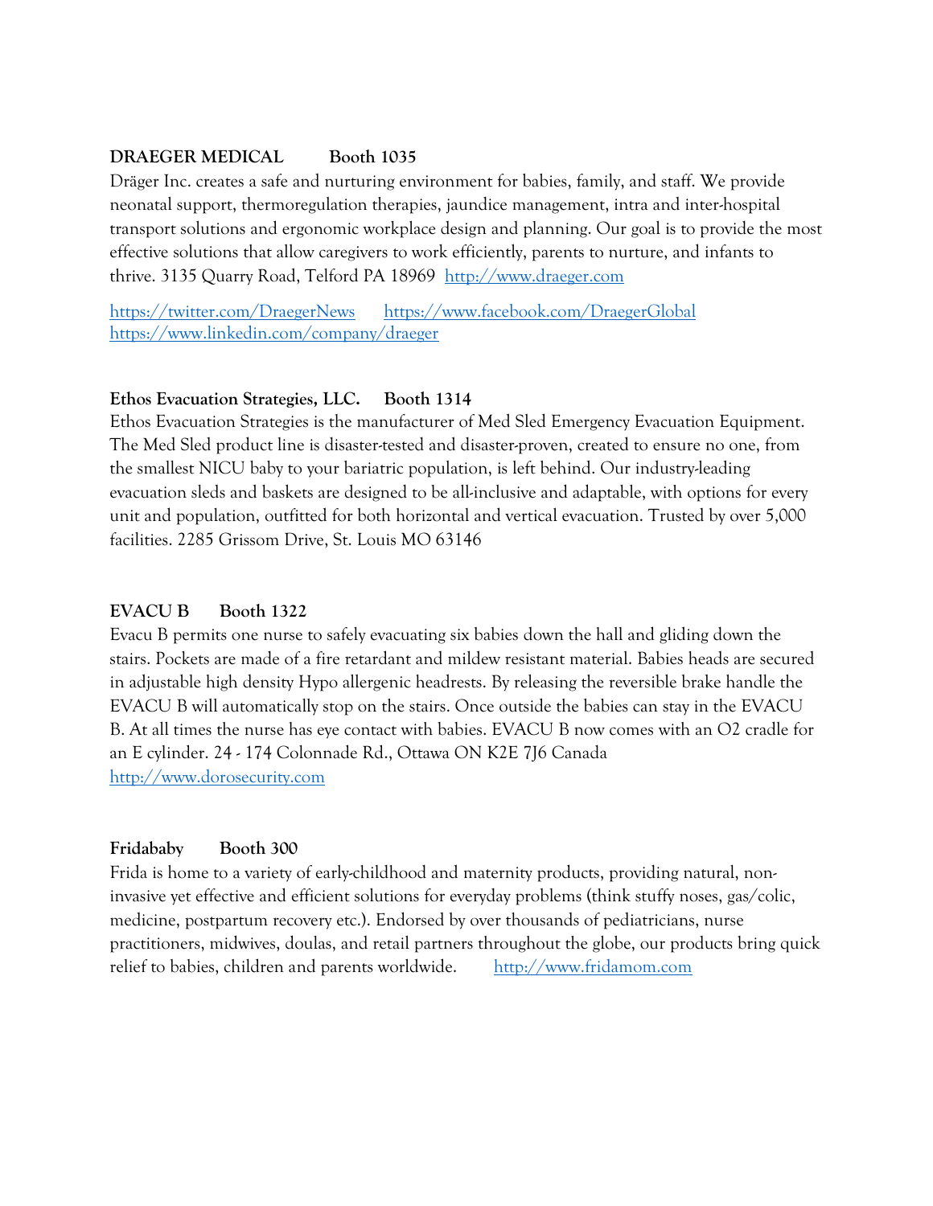**DRAEGER MEDICAL**　　**Booth 1035**

Dräger Inc. creates a safe and nurturing environment for babies, family, and staff. We provide neonatal support, thermoregulation therapies, jaundice management, intra and inter-hospital transport solutions and ergonomic workplace design and planning. Our goal is to provide the most effective solutions that allow caregivers to work efficiently, parents to nurture, and infants to thrive. 3135 Quarry Road, Telford PA 18969 http://www.draeger.com

https://twitter.com/DraegerNews　　https://www.facebook.com/DraegerGlobal
https://www.linkedin.com/company/draeger

**Ethos Evacuation Strategies, LLC.**　　**Booth 1314**

Ethos Evacuation Strategies is the manufacturer of Med Sled Emergency Evacuation Equipment. The Med Sled product line is disaster-tested and disaster-proven, created to ensure no one, from the smallest NICU baby to your bariatric population, is left behind. Our industry-leading evacuation sleds and baskets are designed to be all-inclusive and adaptable, with options for every unit and population, outfitted for both horizontal and vertical evacuation. Trusted by over 5,000 facilities. 2285 Grissom Drive, St. Louis MO 63146

**EVACU B**　　**Booth 1322**

Evacu B permits one nurse to safely evacuating six babies down the hall and gliding down the stairs. Pockets are made of a fire retardant and mildew resistant material. Babies heads are secured in adjustable high density Hypo allergenic headrests. By releasing the reversible brake handle the EVACU B will automatically stop on the stairs. Once outside the babies can stay in the EVACU B. At all times the nurse has eye contact with babies. EVACU B now comes with an O2 cradle for an E cylinder. 24 - 174 Colonnade Rd., Ottawa ON K2E 7J6 Canada
http://www.dorosecurity.com

**Fridababy**　　**Booth 300**

Frida is home to a variety of early-childhood and maternity products, providing natural, non-invasive yet effective and efficient solutions for everyday problems (think stuffy noses, gas/colic, medicine, postpartum recovery etc.). Endorsed by over thousands of pediatricians, nurse practitioners, midwives, doulas, and retail partners throughout the globe, our products bring quick relief to babies, children and parents worldwide.　　http://www.fridamom.com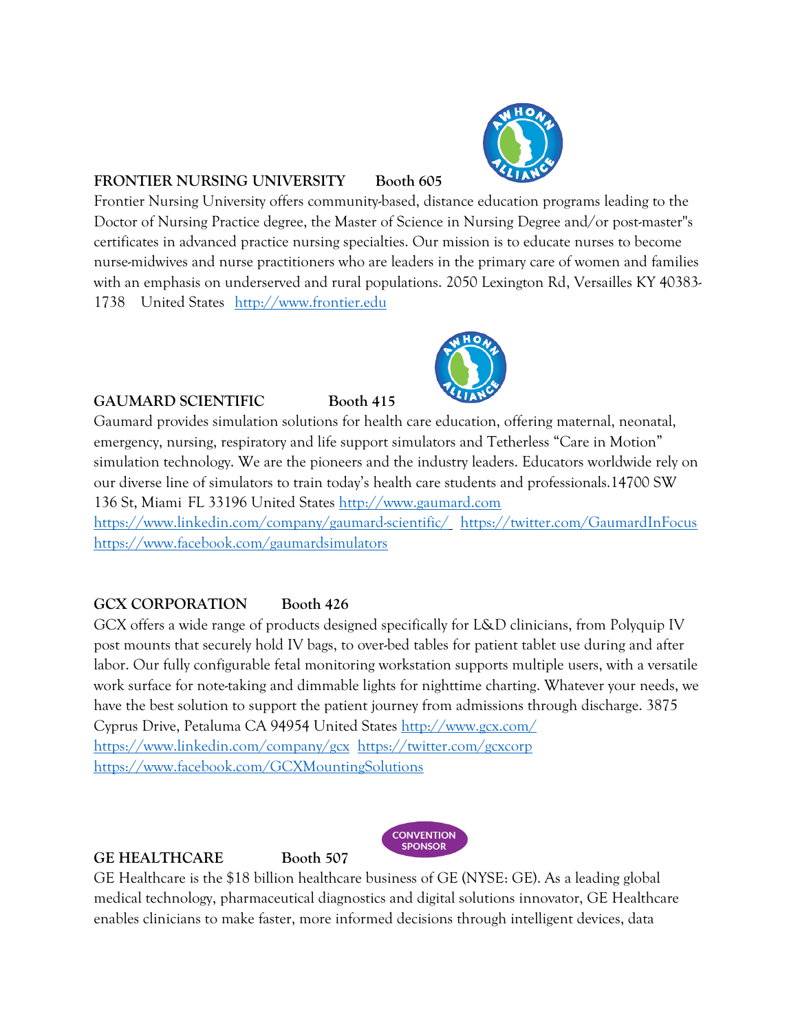**FRONTIER NURSING UNIVERSITY Booth 605**

Frontier Nursing University offers community-based, distance education programs leading to the Doctor of Nursing Practice degree, the Master of Science in Nursing Degree and/or post-master"s certificates in advanced practice nursing specialties. Our mission is to educate nurses to become nurse-midwives and nurse practitioners who are leaders in the primary care of women and families with an emphasis on underserved and rural populations. 2050 Lexington Rd, Versailles KY 40383-1738 United States http://www.frontier.edu

**GAUMARD SCIENTIFIC Booth 415**

Gaumard provides simulation solutions for health care education, offering maternal, neonatal, emergency, nursing, respiratory and life support simulators and Tetherless "Care in Motion" simulation technology. We are the pioneers and the industry leaders. Educators worldwide rely on our diverse line of simulators to train today's health care students and professionals.14700 SW 136 St, Miami FL 33196 United States http://www.gaumard.com https://www.linkedin.com/company/gaumard-scientific/ https://twitter.com/GaumardInFocus https://www.facebook.com/gaumardsimulators

**GCX CORPORATION Booth 426**

GCX offers a wide range of products designed specifically for L&D clinicians, from Polyquip IV post mounts that securely hold IV bags, to over-bed tables for patient tablet use during and after labor. Our fully configurable fetal monitoring workstation supports multiple users, with a versatile work surface for note-taking and dimmable lights for nighttime charting. Whatever your needs, we have the best solution to support the patient journey from admissions through discharge. 3875 Cyprus Drive, Petaluma CA 94954 United States http://www.gcx.com/ https://www.linkedin.com/company/gcx https://twitter.com/gcxcorp https://www.facebook.com/GCXMountingSolutions

CONVENTION SPONSOR

**GE HEALTHCARE Booth 507**

GE Healthcare is the $18 billion healthcare business of GE (NYSE: GE). As a leading global medical technology, pharmaceutical diagnostics and digital solutions innovator, GE Healthcare enables clinicians to make faster, more informed decisions through intelligent devices, data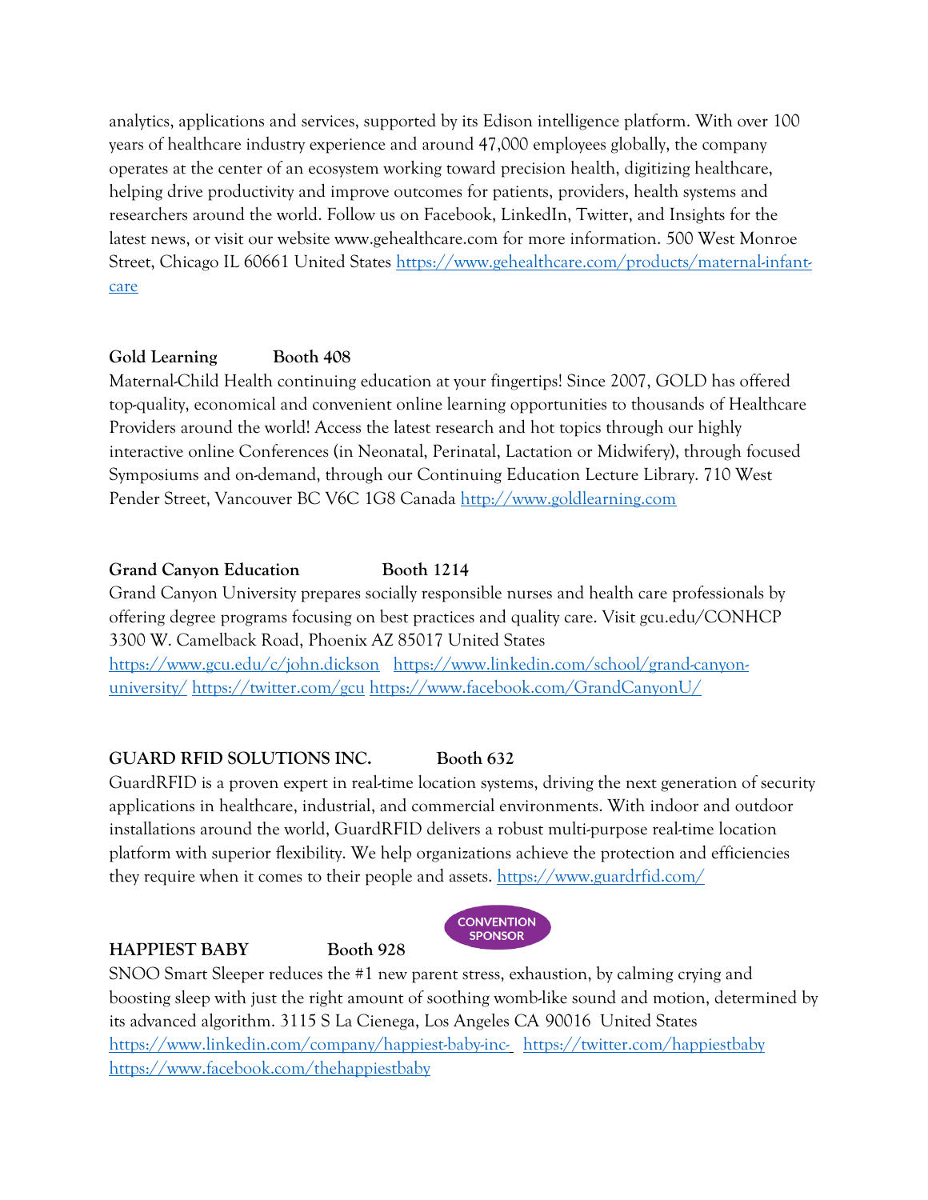analytics, applications and services, supported by its Edison intelligence platform. With over 100 years of healthcare industry experience and around 47,000 employees globally, the company operates at the center of an ecosystem working toward precision health, digitizing healthcare, helping drive productivity and improve outcomes for patients, providers, health systems and researchers around the world. Follow us on Facebook, LinkedIn, Twitter, and Insights for the latest news, or visit our website www.gehealthcare.com for more information. 500 West Monroe Street, Chicago IL 60661 United States https://www.gehealthcare.com/products/maternal-infant-care

**Gold Learning Booth 408**

Maternal-Child Health continuing education at your fingertips! Since 2007, GOLD has offered top-quality, economical and convenient online learning opportunities to thousands of Healthcare Providers around the world! Access the latest research and hot topics through our highly interactive online Conferences (in Neonatal, Perinatal, Lactation or Midwifery), through focused Symposiums and on-demand, through our Continuing Education Lecture Library. 710 West Pender Street, Vancouver BC V6C 1G8 Canada http://www.goldlearning.com

**Grand Canyon Education Booth 1214**

Grand Canyon University prepares socially responsible nurses and health care professionals by offering degree programs focusing on best practices and quality care. Visit gcu.edu/CONHCP 3300 W. Camelback Road, Phoenix AZ 85017 United States
https://www.gcu.edu/c/john.dickson https://www.linkedin.com/school/grand-canyon-university/ https://twitter.com/gcu https://www.facebook.com/GrandCanyonU/

**GUARD RFID SOLUTIONS INC. Booth 632**

GuardRFID is a proven expert in real-time location systems, driving the next generation of security applications in healthcare, industrial, and commercial environments. With indoor and outdoor installations around the world, GuardRFID delivers a robust multi-purpose real-time location platform with superior flexibility. We help organizations achieve the protection and efficiencies they require when it comes to their people and assets. https://www.guardrfid.com/

CONVENTION SPONSOR

**HAPPIEST BABY Booth 928**

SNOO Smart Sleeper reduces the #1 new parent stress, exhaustion, by calming crying and boosting sleep with just the right amount of soothing womb-like sound and motion, determined by its advanced algorithm. 3115 S La Cienega, Los Angeles CA 90016 United States
https://www.linkedin.com/company/happiest-baby-inc- https://twitter.com/happiestbaby
https://www.facebook.com/thehappiestbaby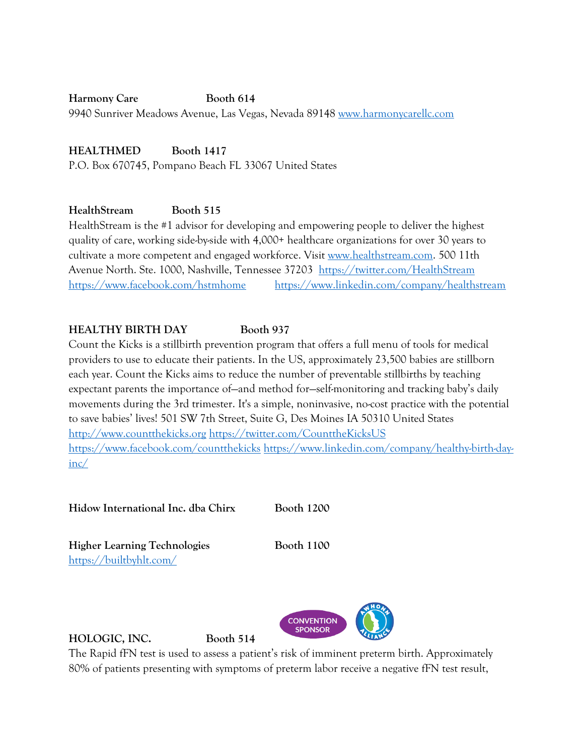**Harmony Care** **Booth 614**
9940 Sunriver Meadows Avenue, Las Vegas, Nevada 89148 www.harmonycarellc.com

**HEALTHMED** **Booth 1417**
P.O. Box 670745, Pompano Beach FL 33067 United States

**HealthStream** **Booth 515**
HealthStream is the #1 advisor for developing and empowering people to deliver the highest quality of care, working side-by-side with 4,000+ healthcare organizations for over 30 years to cultivate a more competent and engaged workforce. Visit www.healthstream.com. 500 11th Avenue North. Ste. 1000, Nashville, Tennessee 37203 https://twitter.com/HealthStream https://www.facebook.com/hstmhome https://www.linkedin.com/company/healthstream

**HEALTHY BIRTH DAY** **Booth 937**
Count the Kicks is a stillbirth prevention program that offers a full menu of tools for medical providers to use to educate their patients. In the US, approximately 23,500 babies are stillborn each year. Count the Kicks aims to reduce the number of preventable stillbirths by teaching expectant parents the importance of—and method for—self-monitoring and tracking baby's daily movements during the 3rd trimester. It's a simple, noninvasive, no-cost practice with the potential to save babies' lives! 501 SW 7th Street, Suite G, Des Moines IA 50310 United States http://www.countthekicks.org https://twitter.com/CounttheKicksUS https://www.facebook.com/countthekicks https://www.linkedin.com/company/healthy-birth-day-inc/

**Hidow International Inc. dba Chirx** **Booth 1200**

**Higher Learning Technologies** **Booth 1100**
https://builtbyhlt.com/

CONVENTION SPONSOR

**HOLOGIC, INC.** **Booth 514**
The Rapid fFN test is used to assess a patient's risk of imminent preterm birth. Approximately 80% of patients presenting with symptoms of preterm labor receive a negative fFN test result,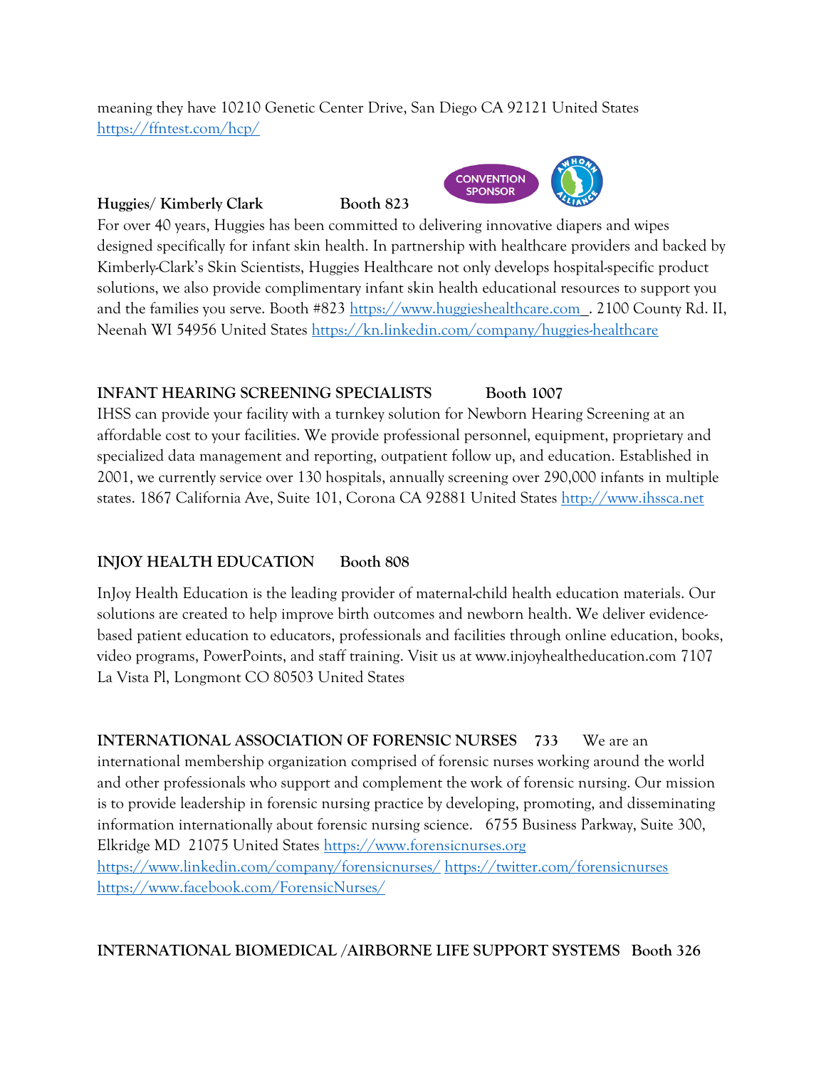meaning they have 10210 Genetic Center Drive, San Diego CA 92121 United States https://ffntest.com/hcp/

**Huggies/ Kimberly Clark Booth 823**

CONVENTION SPONSOR

For over 40 years, Huggies has been committed to delivering innovative diapers and wipes designed specifically for infant skin health. In partnership with healthcare providers and backed by Kimberly-Clark's Skin Scientists, Huggies Healthcare not only develops hospital-specific product solutions, we also provide complimentary infant skin health educational resources to support you and the families you serve. Booth #823 https://www.huggieshealthcare.com . 2100 County Rd. II, Neenah WI 54956 United States https://kn.linkedin.com/company/huggies-healthcare

**INFANT HEARING SCREENING SPECIALISTS Booth 1007**

IHSS can provide your facility with a turnkey solution for Newborn Hearing Screening at an affordable cost to your facilities. We provide professional personnel, equipment, proprietary and specialized data management and reporting, outpatient follow up, and education. Established in 2001, we currently service over 130 hospitals, annually screening over 290,000 infants in multiple states. 1867 California Ave, Suite 101, Corona CA 92881 United States http://www.ihssca.net

**INJOY HEALTH EDUCATION Booth 808**

InJoy Health Education is the leading provider of maternal-child health education materials. Our solutions are created to help improve birth outcomes and newborn health. We deliver evidence-based patient education to educators, professionals and facilities through online education, books, video programs, PowerPoints, and staff training. Visit us at www.injoyhealtheducation.com 7107 La Vista Pl, Longmont CO 80503 United States

**INTERNATIONAL ASSOCIATION OF FORENSIC NURSES 733** We are an international membership organization comprised of forensic nurses working around the world and other professionals who support and complement the work of forensic nursing. Our mission is to provide leadership in forensic nursing practice by developing, promoting, and disseminating information internationally about forensic nursing science. 6755 Business Parkway, Suite 300, Elkridge MD 21075 United States https://www.forensicnurses.org https://www.linkedin.com/company/forensicnurses/ https://twitter.com/forensicnurses https://www.facebook.com/ForensicNurses/

**INTERNATIONAL BIOMEDICAL /AIRBORNE LIFE SUPPORT SYSTEMS Booth 326**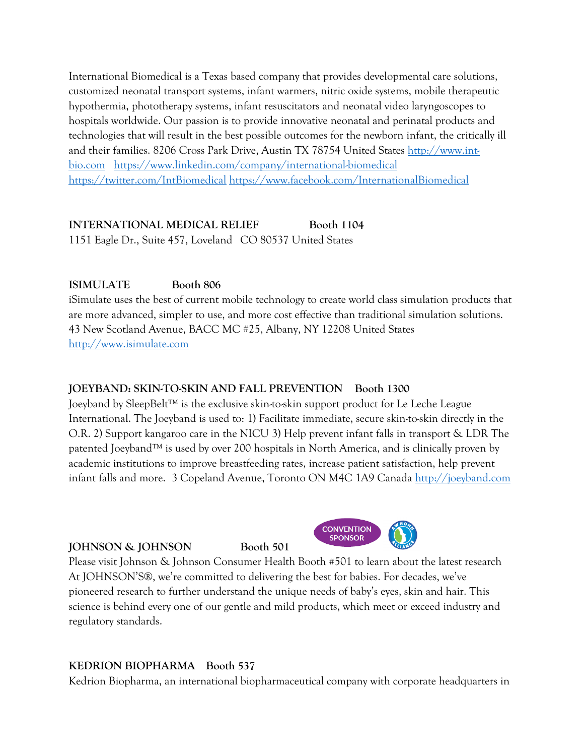International Biomedical is a Texas based company that provides developmental care solutions, customized neonatal transport systems, infant warmers, nitric oxide systems, mobile therapeutic hypothermia, phototherapy systems, infant resuscitators and neonatal video laryngoscopes to hospitals worldwide. Our passion is to provide innovative neonatal and perinatal products and technologies that will result in the best possible outcomes for the newborn infant, the critically ill and their families. 8206 Cross Park Drive, Austin TX 78754 United States http://www.int-bio.com https://www.linkedin.com/company/international-biomedical https://twitter.com/IntBiomedical https://www.facebook.com/InternationalBiomedical

**INTERNATIONAL MEDICAL RELIEF Booth 1104**

1151 Eagle Dr., Suite 457, Loveland CO 80537 United States

**ISIMULATE Booth 806**

iSimulate uses the best of current mobile technology to create world class simulation products that are more advanced, simpler to use, and more cost effective than traditional simulation solutions. 43 New Scotland Avenue, BACC MC #25, Albany, NY 12208 United States http://www.isimulate.com

**JOEYBAND: SKIN-TO-SKIN AND FALL PREVENTION Booth 1300**

Joeyband by SleepBelt™ is the exclusive skin-to-skin support product for Le Leche League International. The Joeyband is used to: 1) Facilitate immediate, secure skin-to-skin directly in the O.R. 2) Support kangaroo care in the NICU 3) Help prevent infant falls in transport & LDR The patented Joeyband™ is used by over 200 hospitals in North America, and is clinically proven by academic institutions to improve breastfeeding rates, increase patient satisfaction, help prevent infant falls and more. 3 Copeland Avenue, Toronto ON M4C 1A9 Canada http://joeyband.com

**JOHNSON & JOHNSON Booth 501**

CONVENTION SPONSOR

Please visit Johnson & Johnson Consumer Health Booth #501 to learn about the latest research At JOHNSON'S®, we're committed to delivering the best for babies. For decades, we've pioneered research to further understand the unique needs of baby's eyes, skin and hair. This science is behind every one of our gentle and mild products, which meet or exceed industry and regulatory standards.

**KEDRION BIOPHARMA Booth 537**

Kedrion Biopharma, an international biopharmaceutical company with corporate headquarters in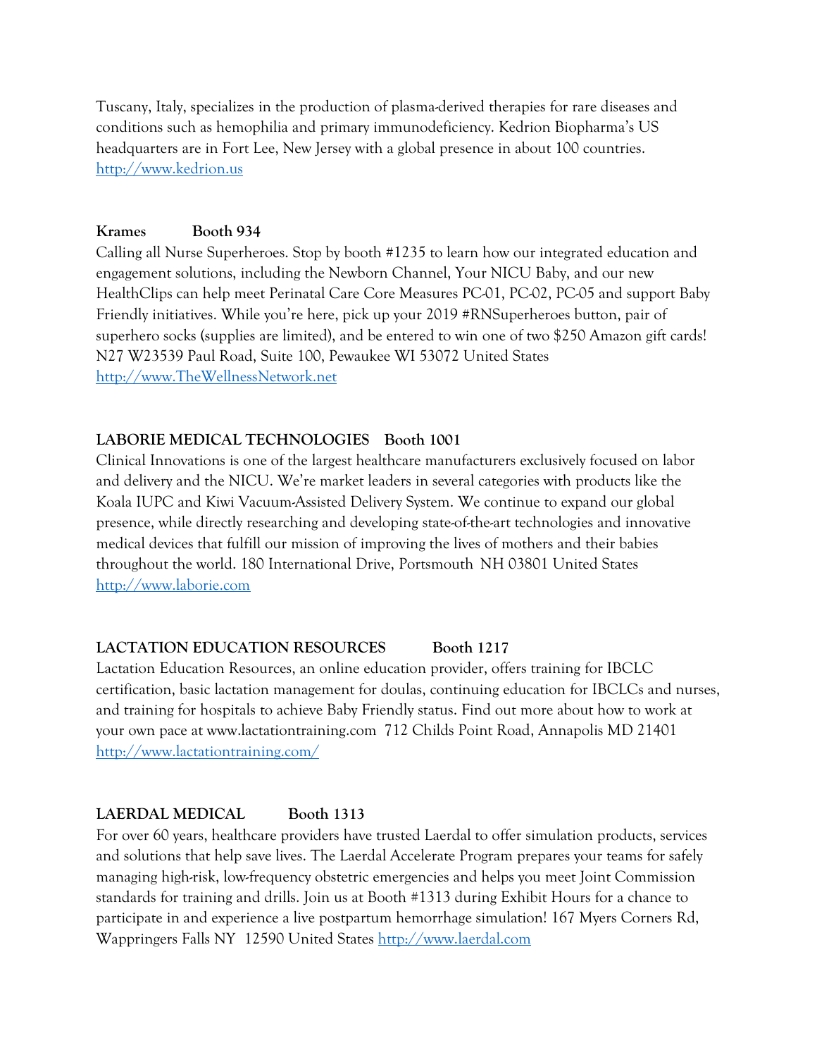Tuscany, Italy, specializes in the production of plasma-derived therapies for rare diseases and conditions such as hemophilia and primary immunodeficiency. Kedrion Biopharma's US headquarters are in Fort Lee, New Jersey with a global presence in about 100 countries. http://www.kedrion.us

**Krames Booth 934**

Calling all Nurse Superheroes. Stop by booth #1235 to learn how our integrated education and engagement solutions, including the Newborn Channel, Your NICU Baby, and our new HealthClips can help meet Perinatal Care Core Measures PC-01, PC-02, PC-05 and support Baby Friendly initiatives. While you're here, pick up your 2019 #RNSuperheroes button, pair of superhero socks (supplies are limited), and be entered to win one of two $250 Amazon gift cards! N27 W23539 Paul Road, Suite 100, Pewaukee WI 53072 United States http://www.TheWellnessNetwork.net

**LABORIE MEDICAL TECHNOLOGIES Booth 1001**

Clinical Innovations is one of the largest healthcare manufacturers exclusively focused on labor and delivery and the NICU. We're market leaders in several categories with products like the Koala IUPC and Kiwi Vacuum-Assisted Delivery System. We continue to expand our global presence, while directly researching and developing state-of-the-art technologies and innovative medical devices that fulfill our mission of improving the lives of mothers and their babies throughout the world. 180 International Drive, Portsmouth NH 03801 United States http://www.laborie.com

**LACTATION EDUCATION RESOURCES Booth 1217**

Lactation Education Resources, an online education provider, offers training for IBCLC certification, basic lactation management for doulas, continuing education for IBCLCs and nurses, and training for hospitals to achieve Baby Friendly status. Find out more about how to work at your own pace at www.lactationtraining.com 712 Childs Point Road, Annapolis MD 21401 http://www.lactationtraining.com/

**LAERDAL MEDICAL Booth 1313**

For over 60 years, healthcare providers have trusted Laerdal to offer simulation products, services and solutions that help save lives. The Laerdal Accelerate Program prepares your teams for safely managing high-risk, low-frequency obstetric emergencies and helps you meet Joint Commission standards for training and drills. Join us at Booth #1313 during Exhibit Hours for a chance to participate in and experience a live postpartum hemorrhage simulation! 167 Myers Corners Rd, Wappringers Falls NY 12590 United States http://www.laerdal.com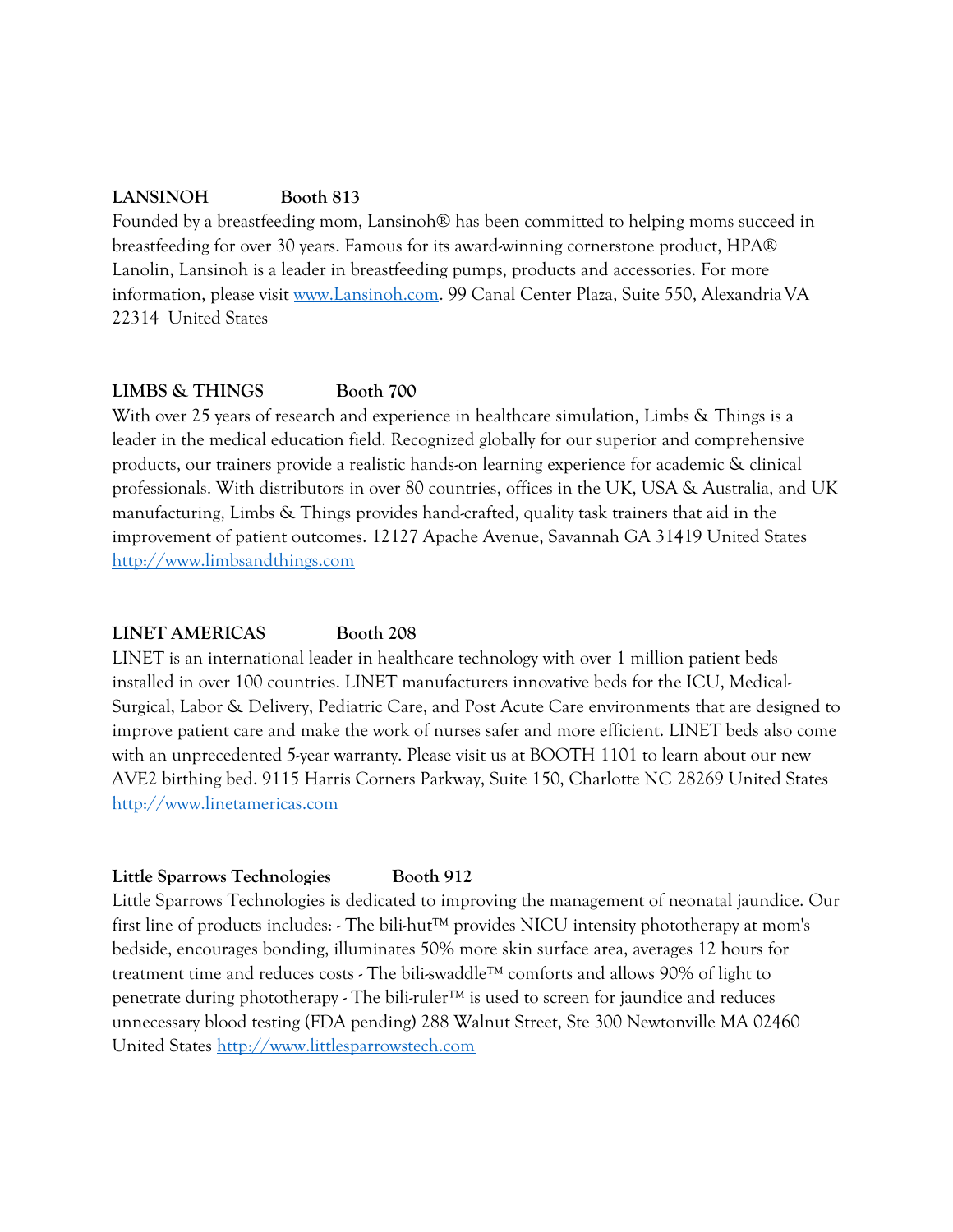**LANSINOH Booth 813**

Founded by a breastfeeding mom, Lansinoh® has been committed to helping moms succeed in breastfeeding for over 30 years. Famous for its award-winning cornerstone product, HPA® Lanolin, Lansinoh is a leader in breastfeeding pumps, products and accessories. For more information, please visit [www.Lansinoh.com](http://www.Lansinoh.com). 99 Canal Center Plaza, Suite 550, Alexandria VA 22314 United States

**LIMBS & THINGS Booth 700**

With over 25 years of research and experience in healthcare simulation, Limbs & Things is a leader in the medical education field. Recognized globally for our superior and comprehensive products, our trainers provide a realistic hands-on learning experience for academic & clinical professionals. With distributors in over 80 countries, offices in the UK, USA & Australia, and UK manufacturing, Limbs & Things provides hand-crafted, quality task trainers that aid in the improvement of patient outcomes. 12127 Apache Avenue, Savannah GA 31419 United States [http://www.limbsandthings.com](http://www.limbsandthings.com)

**LINET AMERICAS Booth 208**

LINET is an international leader in healthcare technology with over 1 million patient beds installed in over 100 countries. LINET manufacturers innovative beds for the ICU, Medical-Surgical, Labor & Delivery, Pediatric Care, and Post Acute Care environments that are designed to improve patient care and make the work of nurses safer and more efficient. LINET beds also come with an unprecedented 5-year warranty. Please visit us at BOOTH 1101 to learn about our new AVE2 birthing bed. 9115 Harris Corners Parkway, Suite 150, Charlotte NC 28269 United States [http://www.linetamericas.com](http://www.linetamericas.com)

**Little Sparrows Technologies Booth 912**

Little Sparrows Technologies is dedicated to improving the management of neonatal jaundice. Our first line of products includes: - The bili-hut™ provides NICU intensity phototherapy at mom's bedside, encourages bonding, illuminates 50% more skin surface area, averages 12 hours for treatment time and reduces costs - The bili-swaddle™ comforts and allows 90% of light to penetrate during phototherapy - The bili-ruler™ is used to screen for jaundice and reduces unnecessary blood testing (FDA pending) 288 Walnut Street, Ste 300 Newtonville MA 02460 United States [http://www.littlesparrowstech.com](http://www.littlesparrowstech.com)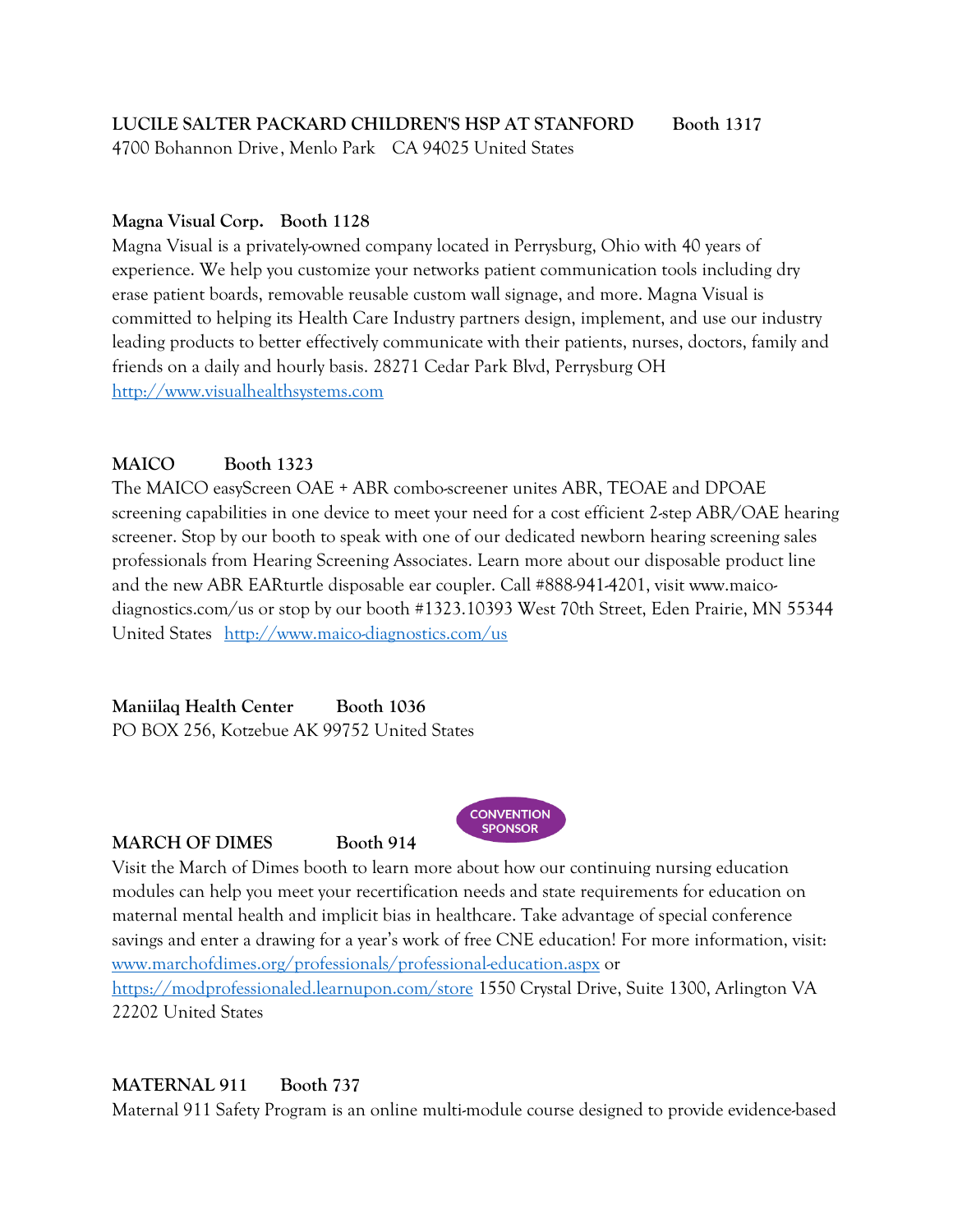**LUCILE SALTER PACKARD CHILDREN'S HSP AT STANFORD Booth 1317**
4700 Bohannon Drive, Menlo Park CA 94025 United States

**Magna Visual Corp. Booth 1128**
Magna Visual is a privately-owned company located in Perrysburg, Ohio with 40 years of experience. We help you customize your networks patient communication tools including dry erase patient boards, removable reusable custom wall signage, and more. Magna Visual is committed to helping its Health Care Industry partners design, implement, and use our industry leading products to better effectively communicate with their patients, nurses, doctors, family and friends on a daily and hourly basis. 28271 Cedar Park Blvd, Perrysburg OH
http://www.visualhealthsystems.com

**MAICO Booth 1323**
The MAICO easyScreen OAE + ABR combo-screener unites ABR, TEOAE and DPOAE screening capabilities in one device to meet your need for a cost efficient 2-step ABR/OAE hearing screener. Stop by our booth to speak with one of our dedicated newborn hearing screening sales professionals from Hearing Screening Associates. Learn more about our disposable product line and the new ABR EARturtle disposable ear coupler. Call #888-941-4201, visit www.maico-diagnostics.com/us or stop by our booth #1323.10393 West 70th Street, Eden Prairie, MN 55344 United States http://www.maico-diagnostics.com/us

**Maniilaq Health Center Booth 1036**
PO BOX 256, Kotzebue AK 99752 United States

CONVENTION SPONSOR

**MARCH OF DIMES Booth 914**
Visit the March of Dimes booth to learn more about how our continuing nursing education modules can help you meet your recertification needs and state requirements for education on maternal mental health and implicit bias in healthcare. Take advantage of special conference savings and enter a drawing for a year's work of free CNE education! For more information, visit: www.marchofdimes.org/professionals/professional-education.aspx or https://modprofessionaled.learnupon.com/store 1550 Crystal Drive, Suite 1300, Arlington VA 22202 United States

**MATERNAL 911 Booth 737**
Maternal 911 Safety Program is an online multi-module course designed to provide evidence-based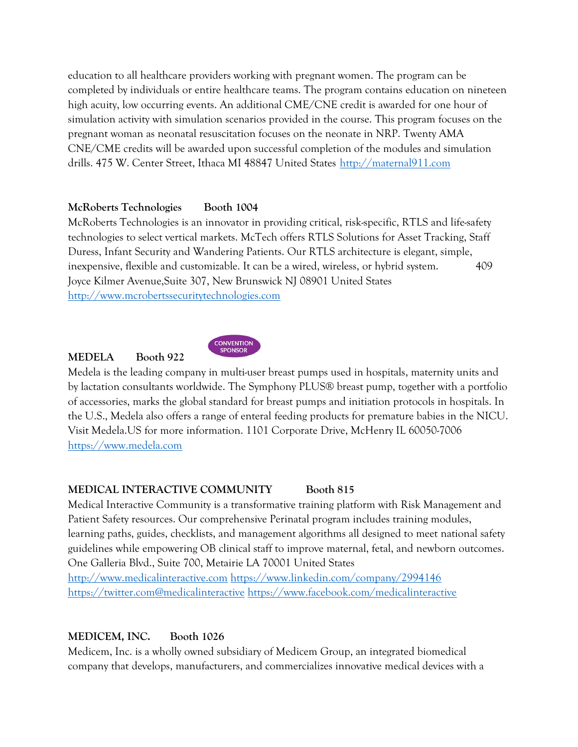education to all healthcare providers working with pregnant women. The program can be completed by individuals or entire healthcare teams. The program contains education on nineteen high acuity, low occurring events. An additional CME/CNE credit is awarded for one hour of simulation activity with simulation scenarios provided in the course. This program focuses on the pregnant woman as neonatal resuscitation focuses on the neonate in NRP. Twenty AMA CNE/CME credits will be awarded upon successful completion of the modules and simulation drills. 475 W. Center Street, Ithaca MI 48847 United States http://maternal911.com

**McRoberts Technologies Booth 1004**

McRoberts Technologies is an innovator in providing critical, risk-specific, RTLS and life-safety technologies to select vertical markets. McTech offers RTLS Solutions for Asset Tracking, Staff Duress, Infant Security and Wandering Patients. Our RTLS architecture is elegant, simple, inexpensive, flexible and customizable. It can be a wired, wireless, or hybrid system. 409 Joyce Kilmer Avenue,Suite 307, New Brunswick NJ 08901 United States http://www.mcrobertssecuritytechnologies.com

**MEDELA Booth 922** CONVENTION SPONSOR

Medela is the leading company in multi-user breast pumps used in hospitals, maternity units and by lactation consultants worldwide. The Symphony PLUS® breast pump, together with a portfolio of accessories, marks the global standard for breast pumps and initiation protocols in hospitals. In the U.S., Medela also offers a range of enteral feeding products for premature babies in the NICU. Visit Medela.US for more information. 1101 Corporate Drive, McHenry IL 60050-7006 https://www.medela.com

**MEDICAL INTERACTIVE COMMUNITY Booth 815**

Medical Interactive Community is a transformative training platform with Risk Management and Patient Safety resources. Our comprehensive Perinatal program includes training modules, learning paths, guides, checklists, and management algorithms all designed to meet national safety guidelines while empowering OB clinical staff to improve maternal, fetal, and newborn outcomes. One Galleria Blvd., Suite 700, Metairie LA 70001 United States http://www.medicalinteractive.com https://www.linkedin.com/company/2994146 https://twitter.com@medicalinteractive https://www.facebook.com/medicalinteractive

**MEDICEM, INC. Booth 1026**

Medicem, Inc. is a wholly owned subsidiary of Medicem Group, an integrated biomedical company that develops, manufacturers, and commercializes innovative medical devices with a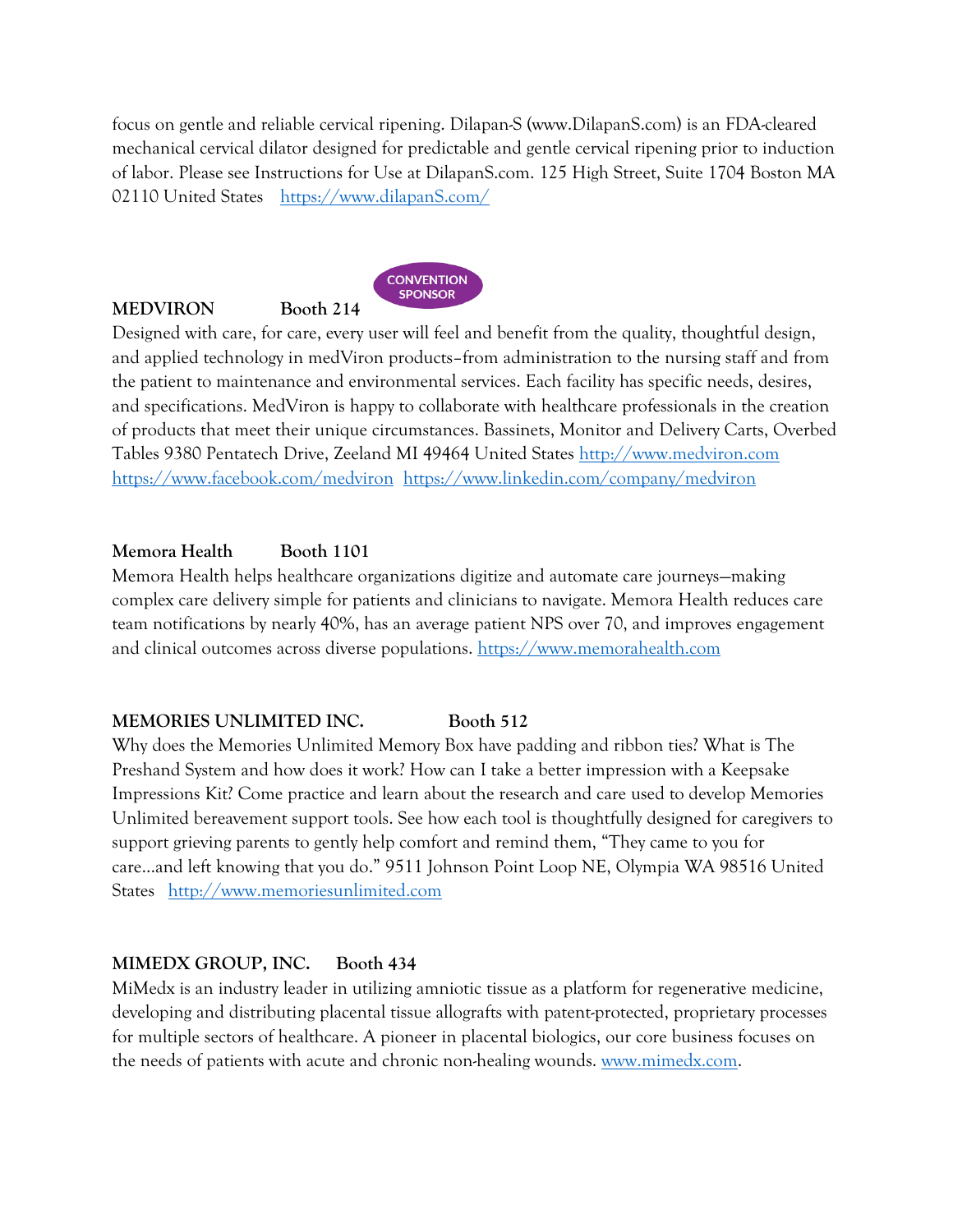focus on gentle and reliable cervical ripening. Dilapan-S (www.DilapanS.com) is an FDA-cleared mechanical cervical dilator designed for predictable and gentle cervical ripening prior to induction of labor. Please see Instructions for Use at DilapanS.com. 125 High Street, Suite 1704 Boston MA 02110 United States https://www.dilapanS.com/

CONVENTION SPONSOR

**MEDVIRON Booth 214**

Designed with care, for care, every user will feel and benefit from the quality, thoughtful design, and applied technology in medViron products–from administration to the nursing staff and from the patient to maintenance and environmental services. Each facility has specific needs, desires, and specifications. MedViron is happy to collaborate with healthcare professionals in the creation of products that meet their unique circumstances. Bassinets, Monitor and Delivery Carts, Overbed Tables 9380 Pentatech Drive, Zeeland MI 49464 United States http://www.medviron.com https://www.facebook.com/medviron https://www.linkedin.com/company/medviron

**Memora Health Booth 1101**

Memora Health helps healthcare organizations digitize and automate care journeys—making complex care delivery simple for patients and clinicians to navigate. Memora Health reduces care team notifications by nearly 40%, has an average patient NPS over 70, and improves engagement and clinical outcomes across diverse populations. https://www.memorahealth.com

**MEMORIES UNLIMITED INC. Booth 512**

Why does the Memories Unlimited Memory Box have padding and ribbon ties? What is The Preshand System and how does it work? How can I take a better impression with a Keepsake Impressions Kit? Come practice and learn about the research and care used to develop Memories Unlimited bereavement support tools. See how each tool is thoughtfully designed for caregivers to support grieving parents to gently help comfort and remind them, "They came to you for care…and left knowing that you do." 9511 Johnson Point Loop NE, Olympia WA 98516 United States http://www.memoriesunlimited.com

**MIMEDX GROUP, INC. Booth 434**

MiMedx is an industry leader in utilizing amniotic tissue as a platform for regenerative medicine, developing and distributing placental tissue allografts with patent-protected, proprietary processes for multiple sectors of healthcare. A pioneer in placental biologics, our core business focuses on the needs of patients with acute and chronic non-healing wounds. www.mimedx.com.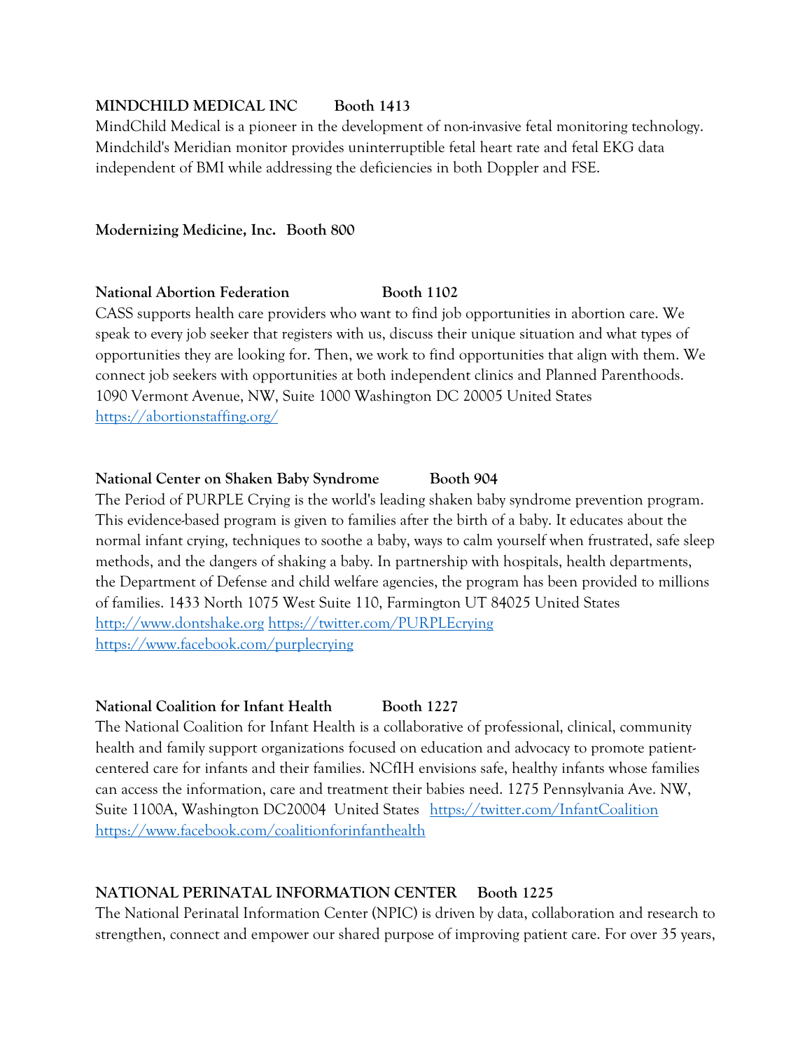**MINDCHILD MEDICAL INC Booth 1413**

MindChild Medical is a pioneer in the development of non-invasive fetal monitoring technology. Mindchild's Meridian monitor provides uninterruptible fetal heart rate and fetal EKG data independent of BMI while addressing the deficiencies in both Doppler and FSE.

**Modernizing Medicine, Inc. Booth 800**

**National Abortion Federation Booth 1102**

CASS supports health care providers who want to find job opportunities in abortion care. We speak to every job seeker that registers with us, discuss their unique situation and what types of opportunities they are looking for. Then, we work to find opportunities that align with them. We connect job seekers with opportunities at both independent clinics and Planned Parenthoods. 1090 Vermont Avenue, NW, Suite 1000 Washington DC 20005 United States https://abortionstaffing.org/

**National Center on Shaken Baby Syndrome Booth 904**

The Period of PURPLE Crying is the world's leading shaken baby syndrome prevention program. This evidence-based program is given to families after the birth of a baby. It educates about the normal infant crying, techniques to soothe a baby, ways to calm yourself when frustrated, safe sleep methods, and the dangers of shaking a baby. In partnership with hospitals, health departments, the Department of Defense and child welfare agencies, the program has been provided to millions of families. 1433 North 1075 West Suite 110, Farmington UT 84025 United States http://www.dontshake.org https://twitter.com/PURPLEcrying https://www.facebook.com/purplecrying

**National Coalition for Infant Health Booth 1227**

The National Coalition for Infant Health is a collaborative of professional, clinical, community health and family support organizations focused on education and advocacy to promote patient-centered care for infants and their families. NCfIH envisions safe, healthy infants whose families can access the information, care and treatment their babies need. 1275 Pennsylvania Ave. NW, Suite 1100A, Washington DC20004 United States https://twitter.com/InfantCoalition https://www.facebook.com/coalitionforinfanthealth

**NATIONAL PERINATAL INFORMATION CENTER Booth 1225**

The National Perinatal Information Center (NPIC) is driven by data, collaboration and research to strengthen, connect and empower our shared purpose of improving patient care. For over 35 years,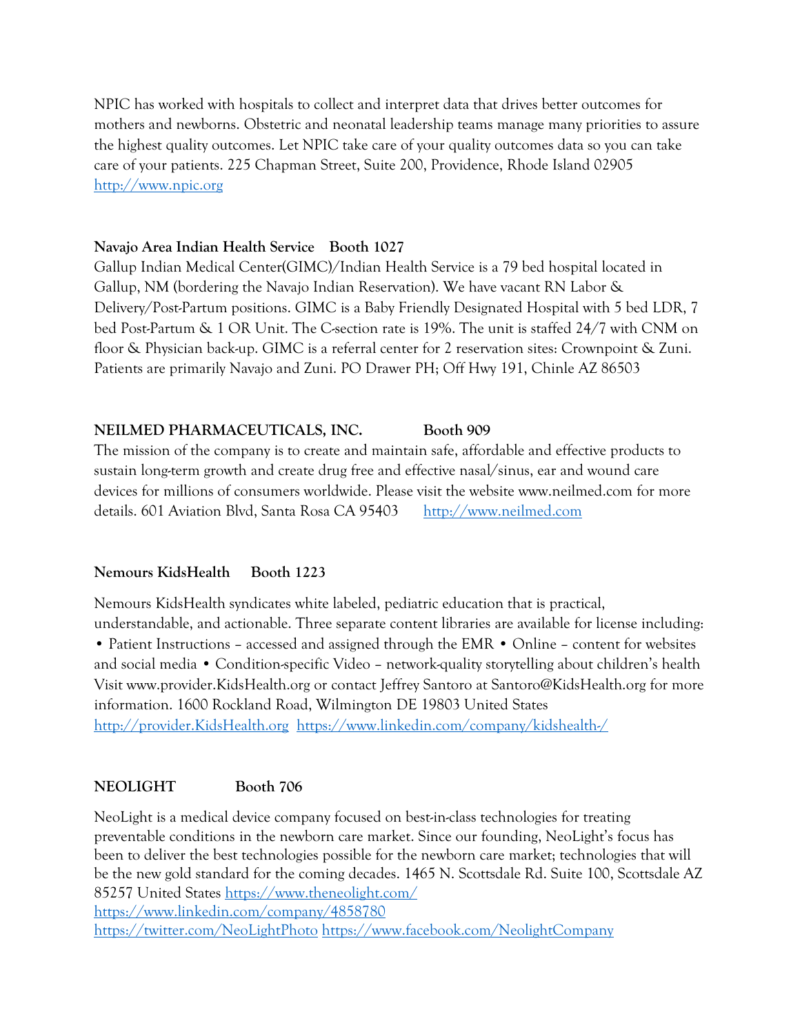NPIC has worked with hospitals to collect and interpret data that drives better outcomes for mothers and newborns. Obstetric and neonatal leadership teams manage many priorities to assure the highest quality outcomes. Let NPIC take care of your quality outcomes data so you can take care of your patients. 225 Chapman Street, Suite 200, Providence, Rhode Island 02905 http://www.npic.org

**Navajo Area Indian Health Service Booth 1027**

Gallup Indian Medical Center(GIMC)/Indian Health Service is a 79 bed hospital located in Gallup, NM (bordering the Navajo Indian Reservation). We have vacant RN Labor & Delivery/Post-Partum positions. GIMC is a Baby Friendly Designated Hospital with 5 bed LDR, 7 bed Post-Partum & 1 OR Unit. The C-section rate is 19%. The unit is staffed 24/7 with CNM on floor & Physician back-up. GIMC is a referral center for 2 reservation sites: Crownpoint & Zuni. Patients are primarily Navajo and Zuni. PO Drawer PH; Off Hwy 191, Chinle AZ 86503

**NEILMED PHARMACEUTICALS, INC. Booth 909**

The mission of the company is to create and maintain safe, affordable and effective products to sustain long-term growth and create drug free and effective nasal/sinus, ear and wound care devices for millions of consumers worldwide. Please visit the website www.neilmed.com for more details. 601 Aviation Blvd, Santa Rosa CA 95403 http://www.neilmed.com

**Nemours KidsHealth Booth 1223**

Nemours KidsHealth syndicates white labeled, pediatric education that is practical, understandable, and actionable. Three separate content libraries are available for license including: • Patient Instructions – accessed and assigned through the EMR • Online – content for websites and social media • Condition-specific Video – network-quality storytelling about children's health Visit www.provider.KidsHealth.org or contact Jeffrey Santoro at Santoro@KidsHealth.org for more information. 1600 Rockland Road, Wilmington DE 19803 United States http://provider.KidsHealth.org https://www.linkedin.com/company/kidshealth-/

**NEOLIGHT Booth 706**

NeoLight is a medical device company focused on best-in-class technologies for treating preventable conditions in the newborn care market. Since our founding, NeoLight's focus has been to deliver the best technologies possible for the newborn care market; technologies that will be the new gold standard for the coming decades. 1465 N. Scottsdale Rd. Suite 100, Scottsdale AZ 85257 United States https://www.theneolight.com/
https://www.linkedin.com/company/4858780
https://twitter.com/NeoLightPhoto https://www.facebook.com/NeolightCompany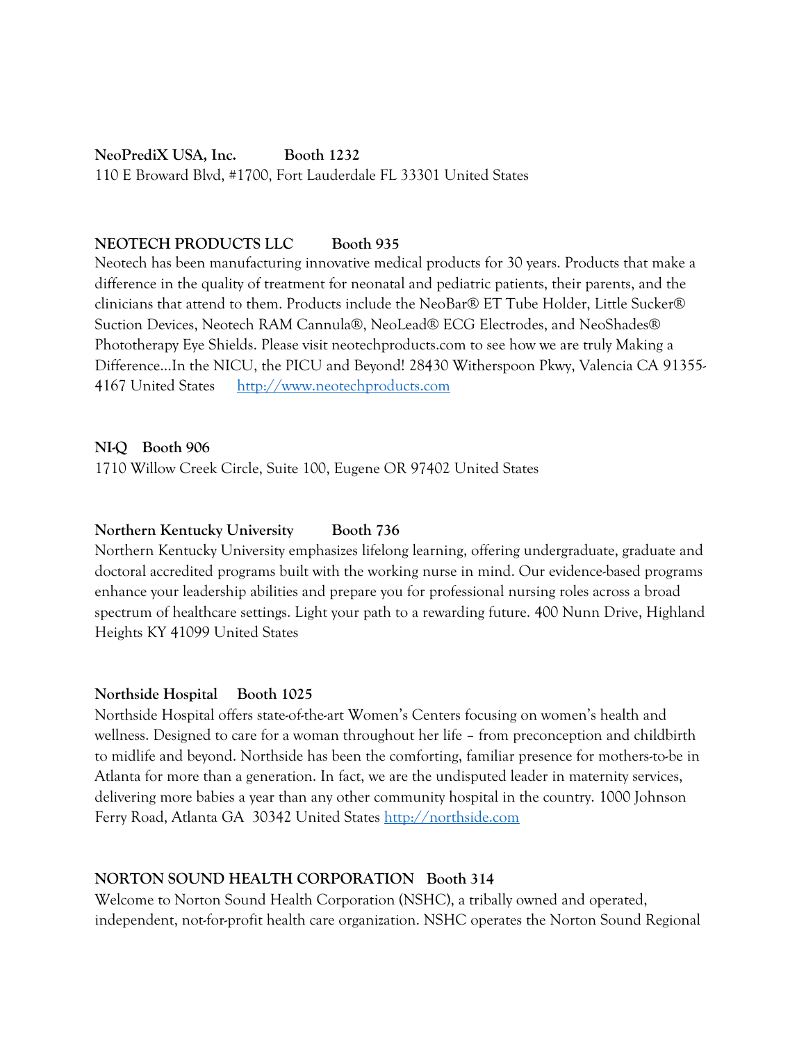**NeoPrediX USA, Inc.** **Booth 1232**
110 E Broward Blvd, #1700, Fort Lauderdale FL 33301 United States

**NEOTECH PRODUCTS LLC** **Booth 935**
Neotech has been manufacturing innovative medical products for 30 years. Products that make a difference in the quality of treatment for neonatal and pediatric patients, their parents, and the clinicians that attend to them. Products include the NeoBar® ET Tube Holder, Little Sucker® Suction Devices, Neotech RAM Cannula®, NeoLead® ECG Electrodes, and NeoShades® Phototherapy Eye Shields. Please visit neotechproducts.com to see how we are truly Making a Difference…In the NICU, the PICU and Beyond! 28430 Witherspoon Pkwy, Valencia CA 91355-4167 United States http://www.neotechproducts.com

**NI-Q** **Booth 906**
1710 Willow Creek Circle, Suite 100, Eugene OR 97402 United States

**Northern Kentucky University** **Booth 736**
Northern Kentucky University emphasizes lifelong learning, offering undergraduate, graduate and doctoral accredited programs built with the working nurse in mind. Our evidence-based programs enhance your leadership abilities and prepare you for professional nursing roles across a broad spectrum of healthcare settings. Light your path to a rewarding future. 400 Nunn Drive, Highland Heights KY 41099 United States

**Northside Hospital** **Booth 1025**
Northside Hospital offers state-of-the-art Women's Centers focusing on women's health and wellness. Designed to care for a woman throughout her life – from preconception and childbirth to midlife and beyond. Northside has been the comforting, familiar presence for mothers-to-be in Atlanta for more than a generation. In fact, we are the undisputed leader in maternity services, delivering more babies a year than any other community hospital in the country. 1000 Johnson Ferry Road, Atlanta GA 30342 United States http://northside.com

**NORTON SOUND HEALTH CORPORATION** **Booth 314**
Welcome to Norton Sound Health Corporation (NSHC), a tribally owned and operated, independent, not-for-profit health care organization. NSHC operates the Norton Sound Regional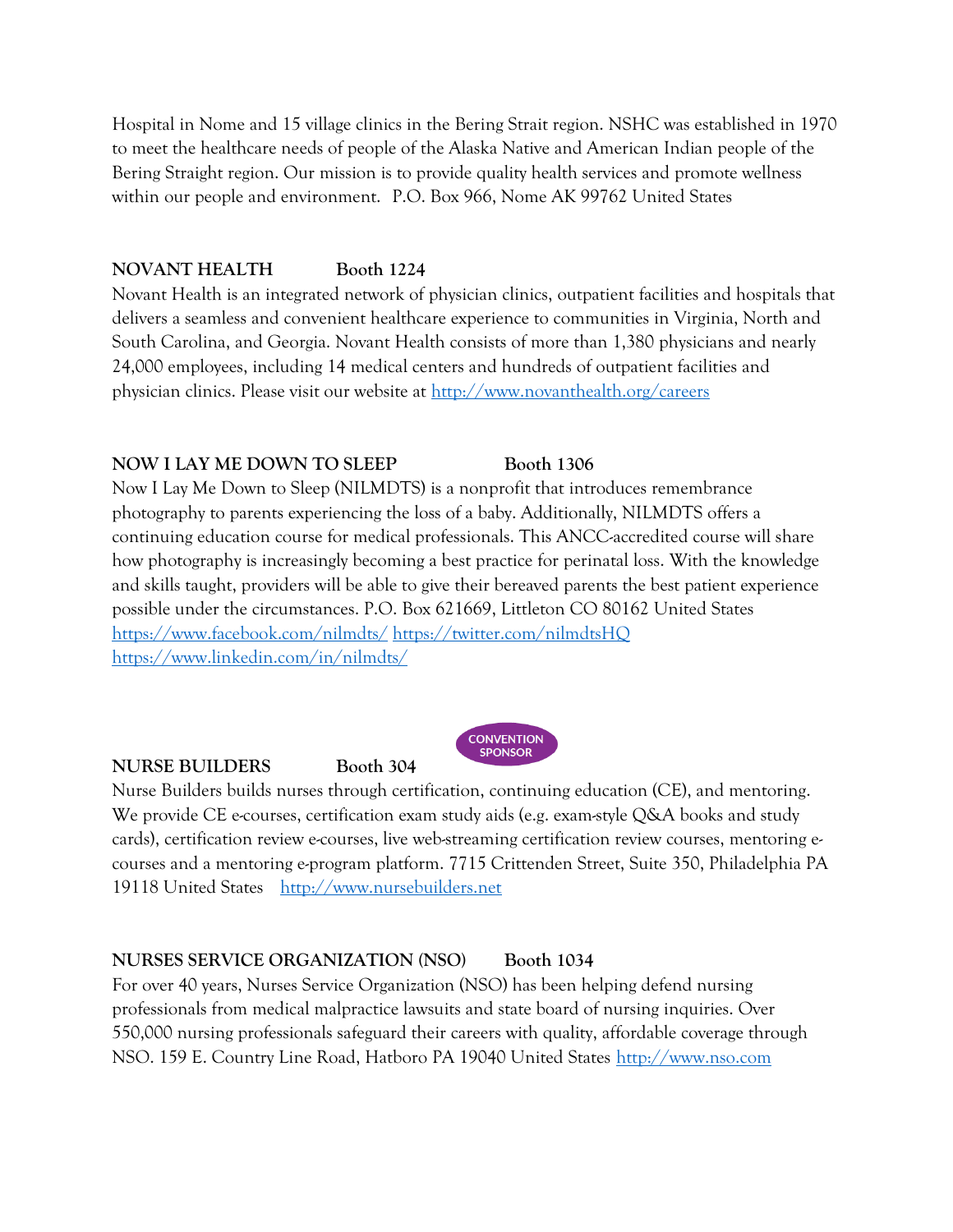Hospital in Nome and 15 village clinics in the Bering Strait region. NSHC was established in 1970 to meet the healthcare needs of people of the Alaska Native and American Indian people of the Bering Straight region. Our mission is to provide quality health services and promote wellness within our people and environment. P.O. Box 966, Nome AK 99762 United States

**NOVANT HEALTH Booth 1224**

Novant Health is an integrated network of physician clinics, outpatient facilities and hospitals that delivers a seamless and convenient healthcare experience to communities in Virginia, North and South Carolina, and Georgia. Novant Health consists of more than 1,380 physicians and nearly 24,000 employees, including 14 medical centers and hundreds of outpatient facilities and physician clinics. Please visit our website at http://www.novanthealth.org/careers

**NOW I LAY ME DOWN TO SLEEP Booth 1306**

Now I Lay Me Down to Sleep (NILMDTS) is a nonprofit that introduces remembrance photography to parents experiencing the loss of a baby. Additionally, NILMDTS offers a continuing education course for medical professionals. This ANCC-accredited course will share how photography is increasingly becoming a best practice for perinatal loss. With the knowledge and skills taught, providers will be able to give their bereaved parents the best patient experience possible under the circumstances. P.O. Box 621669, Littleton CO 80162 United States https://www.facebook.com/nilmdts/ https://twitter.com/nilmdtsHQ https://www.linkedin.com/in/nilmdts/

CONVENTION SPONSOR

**NURSE BUILDERS Booth 304**

Nurse Builders builds nurses through certification, continuing education (CE), and mentoring. We provide CE e-courses, certification exam study aids (e.g. exam-style Q&A books and study cards), certification review e-courses, live web-streaming certification review courses, mentoring e-courses and a mentoring e-program platform. 7715 Crittenden Street, Suite 350, Philadelphia PA 19118 United States http://www.nursebuilders.net

**NURSES SERVICE ORGANIZATION (NSO) Booth 1034**

For over 40 years, Nurses Service Organization (NSO) has been helping defend nursing professionals from medical malpractice lawsuits and state board of nursing inquiries. Over 550,000 nursing professionals safeguard their careers with quality, affordable coverage through NSO. 159 E. Country Line Road, Hatboro PA 19040 United States http://www.nso.com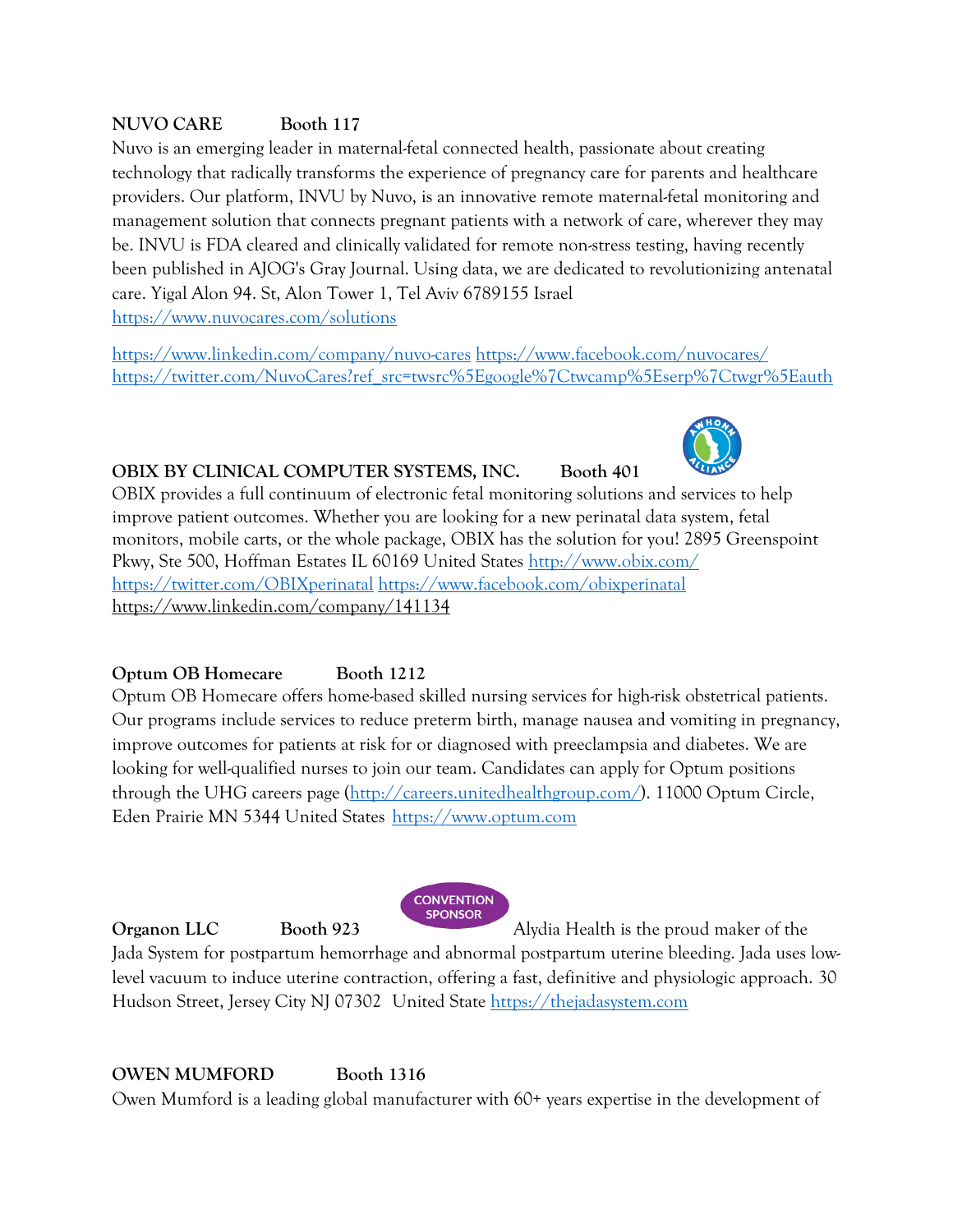**NUVO CARE Booth 117**

Nuvo is an emerging leader in maternal-fetal connected health, passionate about creating technology that radically transforms the experience of pregnancy care for parents and healthcare providers. Our platform, INVU by Nuvo, is an innovative remote maternal-fetal monitoring and management solution that connects pregnant patients with a network of care, wherever they may be. INVU is FDA cleared and clinically validated for remote non-stress testing, having recently been published in AJOG's Gray Journal. Using data, we are dedicated to revolutionizing antenatal care. Yigal Alon 94. St, Alon Tower 1, Tel Aviv 6789155 Israel
https://www.nuvocares.com/solutions

https://www.linkedin.com/company/nuvo-cares https://www.facebook.com/nuvocares/
https://twitter.com/NuvoCares?ref_src=twsrc%5Egoogle%7Ctwcamp%5Eserp%7Ctwgr%5Eauth

**OBIX BY CLINICAL COMPUTER SYSTEMS, INC. Booth 401**

OBIX provides a full continuum of electronic fetal monitoring solutions and services to help improve patient outcomes. Whether you are looking for a new perinatal data system, fetal monitors, mobile carts, or the whole package, OBIX has the solution for you! 2895 Greenspoint Pkwy, Ste 500, Hoffman Estates IL 60169 United States http://www.obix.com/
https://twitter.com/OBIXperinatal https://www.facebook.com/obixperinatal
https://www.linkedin.com/company/141134

**Optum OB Homecare Booth 1212**

Optum OB Homecare offers home-based skilled nursing services for high-risk obstetrical patients. Our programs include services to reduce preterm birth, manage nausea and vomiting in pregnancy, improve outcomes for patients at risk for or diagnosed with preeclampsia and diabetes. We are looking for well-qualified nurses to join our team. Candidates can apply for Optum positions through the UHG careers page (http://careers.unitedhealthgroup.com/). 11000 Optum Circle, Eden Prairie MN 5344 United States https://www.optum.com

**Organon LLC Booth 923** CONVENTION SPONSOR

Alydia Health is the proud maker of the Jada System for postpartum hemorrhage and abnormal postpartum uterine bleeding. Jada uses low-level vacuum to induce uterine contraction, offering a fast, definitive and physiologic approach. 30 Hudson Street, Jersey City NJ 07302 United State https://thejadasystem.com

**OWEN MUMFORD Booth 1316**

Owen Mumford is a leading global manufacturer with 60+ years expertise in the development of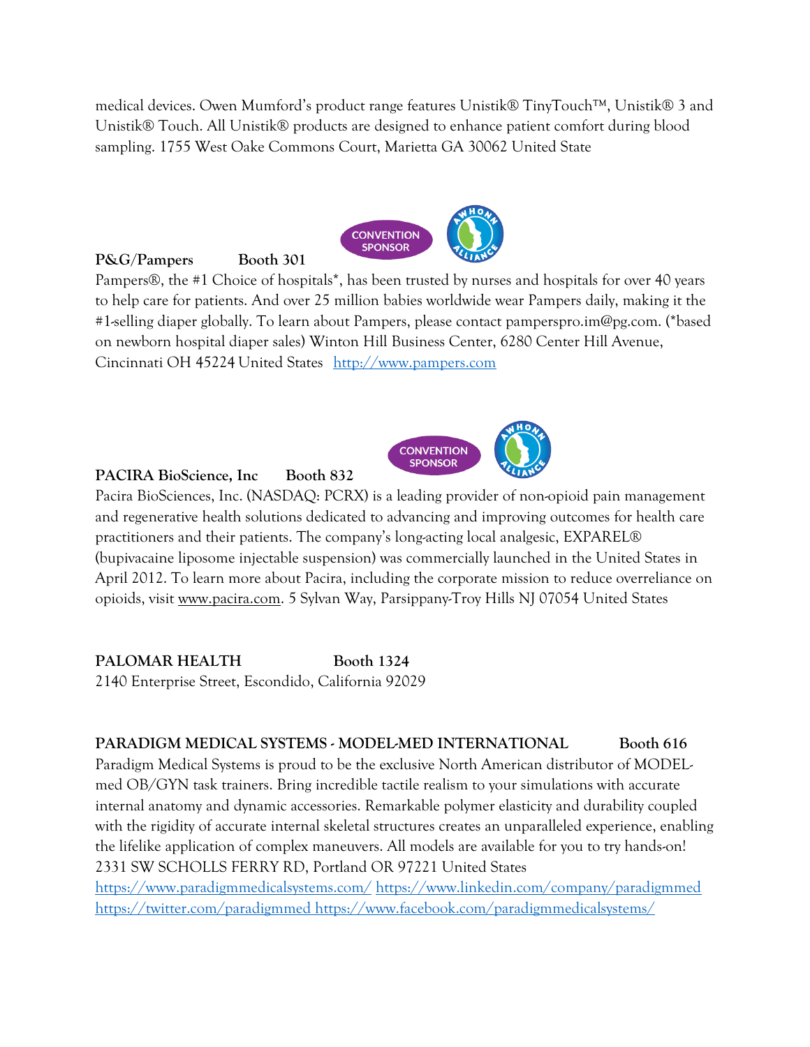medical devices. Owen Mumford's product range features Unistik® TinyTouch™, Unistik® 3 and Unistik® Touch. All Unistik® products are designed to enhance patient comfort during blood sampling. 1755 West Oake Commons Court, Marietta GA 30062 United State

**P&G/Pampers** **Booth 301**

CONVENTION SPONSOR

Pampers®, the #1 Choice of hospitals*, has been trusted by nurses and hospitals for over 40 years to help care for patients. And over 25 million babies worldwide wear Pampers daily, making it the #1-selling diaper globally. To learn about Pampers, please contact pamperspro.im@pg.com. (*based on newborn hospital diaper sales) Winton Hill Business Center, 6280 Center Hill Avenue, Cincinnati OH 45224 United States http://www.pampers.com

**PACIRA BioScience, Inc** **Booth 832**

CONVENTION SPONSOR

Pacira BioSciences, Inc. (NASDAQ: PCRX) is a leading provider of non-opioid pain management and regenerative health solutions dedicated to advancing and improving outcomes for health care practitioners and their patients. The company's long-acting local analgesic, EXPAREL® (bupivacaine liposome injectable suspension) was commercially launched in the United States in April 2012. To learn more about Pacira, including the corporate mission to reduce overreliance on opioids, visit www.pacira.com. 5 Sylvan Way, Parsippany-Troy Hills NJ 07054 United States

**PALOMAR HEALTH** **Booth 1324**

2140 Enterprise Street, Escondido, California 92029

**PARADIGM MEDICAL SYSTEMS - MODEL-MED INTERNATIONAL** **Booth 616**

Paradigm Medical Systems is proud to be the exclusive North American distributor of MODEL-med OB/GYN task trainers. Bring incredible tactile realism to your simulations with accurate internal anatomy and dynamic accessories. Remarkable polymer elasticity and durability coupled with the rigidity of accurate internal skeletal structures creates an unparalleled experience, enabling the lifelike application of complex maneuvers. All models are available for you to try hands-on! 2331 SW SCHOLLS FERRY RD, Portland OR 97221 United States https://www.paradigmmedicalsystems.com/ https://www.linkedin.com/company/paradigmmed https://twitter.com/paradigmmed https://www.facebook.com/paradigmmedicalsystems/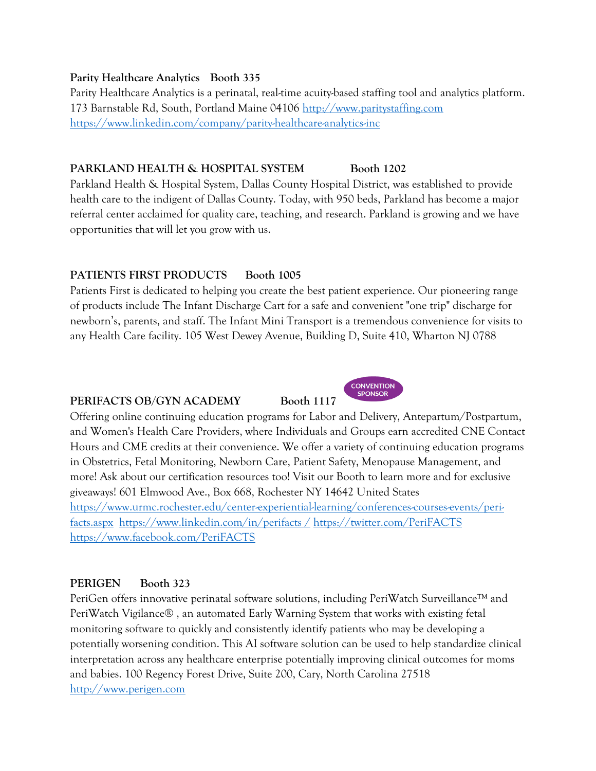**Parity Healthcare Analytics Booth 335**

Parity Healthcare Analytics is a perinatal, real-time acuity-based staffing tool and analytics platform. 173 Barnstable Rd, South, Portland Maine 04106 http://www.paritystaffing.com https://www.linkedin.com/company/parity-healthcare-analytics-inc

**PARKLAND HEALTH & HOSPITAL SYSTEM Booth 1202**

Parkland Health & Hospital System, Dallas County Hospital District, was established to provide health care to the indigent of Dallas County. Today, with 950 beds, Parkland has become a major referral center acclaimed for quality care, teaching, and research. Parkland is growing and we have opportunities that will let you grow with us.

**PATIENTS FIRST PRODUCTS Booth 1005**

Patients First is dedicated to helping you create the best patient experience. Our pioneering range of products include The Infant Discharge Cart for a safe and convenient "one trip" discharge for newborn's, parents, and staff. The Infant Mini Transport is a tremendous convenience for visits to any Health Care facility. 105 West Dewey Avenue, Building D, Suite 410, Wharton NJ 0788

**PERIFACTS OB/GYN ACADEMY Booth 1117** CONVENTION SPONSOR

Offering online continuing education programs for Labor and Delivery, Antepartum/Postpartum, and Women's Health Care Providers, where Individuals and Groups earn accredited CNE Contact Hours and CME credits at their convenience. We offer a variety of continuing education programs in Obstetrics, Fetal Monitoring, Newborn Care, Patient Safety, Menopause Management, and more! Ask about our certification resources too! Visit our Booth to learn more and for exclusive giveaways! 601 Elmwood Ave., Box 668, Rochester NY 14642 United States https://www.urmc.rochester.edu/center-experiential-learning/conferences-courses-events/peri-facts.aspx https://www.linkedin.com/in/perifacts / https://twitter.com/PeriFACTS https://www.facebook.com/PeriFACTS

**PERIGEN Booth 323**

PeriGen offers innovative perinatal software solutions, including PeriWatch Surveillance™ and PeriWatch Vigilance®, an automated Early Warning System that works with existing fetal monitoring software to quickly and consistently identify patients who may be developing a potentially worsening condition. This AI software solution can be used to help standardize clinical interpretation across any healthcare enterprise potentially improving clinical outcomes for moms and babies. 100 Regency Forest Drive, Suite 200, Cary, North Carolina 27518 http://www.perigen.com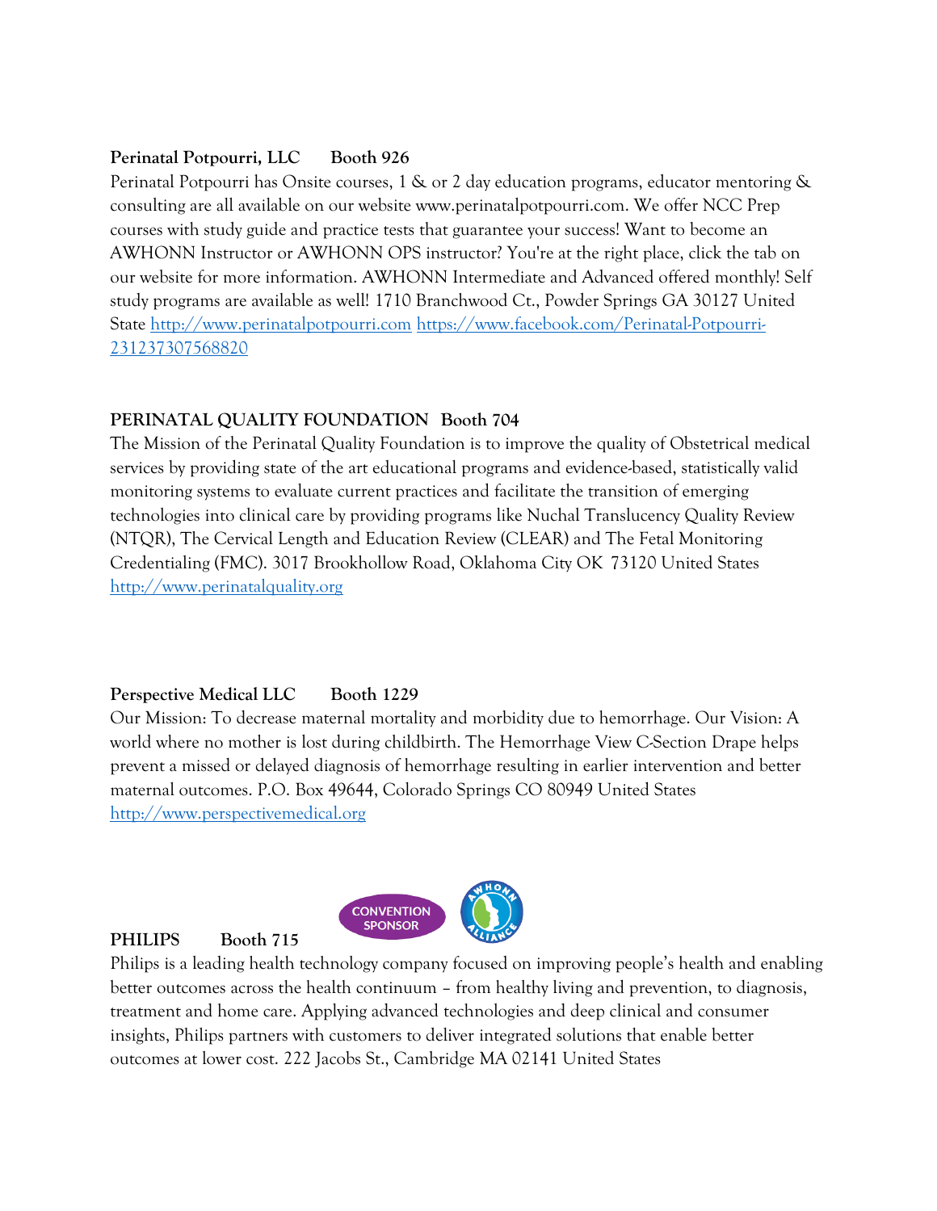**Perinatal Potpourri, LLC Booth 926**

Perinatal Potpourri has Onsite courses, 1 & or 2 day education programs, educator mentoring & consulting are all available on our website www.perinatalpotpourri.com. We offer NCC Prep courses with study guide and practice tests that guarantee your success! Want to become an AWHONN Instructor or AWHONN OPS instructor? You're at the right place, click the tab on our website for more information. AWHONN Intermediate and Advanced offered monthly! Self study programs are available as well! 1710 Branchwood Ct., Powder Springs GA 30127 United State http://www.perinatalpotpourri.com https://www.facebook.com/Perinatal-Potpourri-231237307568820

**PERINATAL QUALITY FOUNDATION Booth 704**

The Mission of the Perinatal Quality Foundation is to improve the quality of Obstetrical medical services by providing state of the art educational programs and evidence-based, statistically valid monitoring systems to evaluate current practices and facilitate the transition of emerging technologies into clinical care by providing programs like Nuchal Translucency Quality Review (NTQR), The Cervical Length and Education Review (CLEAR) and The Fetal Monitoring Credentialing (FMC). 3017 Brookhollow Road, Oklahoma City OK 73120 United States http://www.perinatalquality.org

**Perspective Medical LLC Booth 1229**

Our Mission: To decrease maternal mortality and morbidity due to hemorrhage. Our Vision: A world where no mother is lost during childbirth. The Hemorrhage View C-Section Drape helps prevent a missed or delayed diagnosis of hemorrhage resulting in earlier intervention and better maternal outcomes. P.O. Box 49644, Colorado Springs CO 80949 United States http://www.perspectivemedical.org

**PHILIPS Booth 715**

CONVENTION SPONSOR

Philips is a leading health technology company focused on improving people's health and enabling better outcomes across the health continuum – from healthy living and prevention, to diagnosis, treatment and home care. Applying advanced technologies and deep clinical and consumer insights, Philips partners with customers to deliver integrated solutions that enable better outcomes at lower cost. 222 Jacobs St., Cambridge MA 02141 United States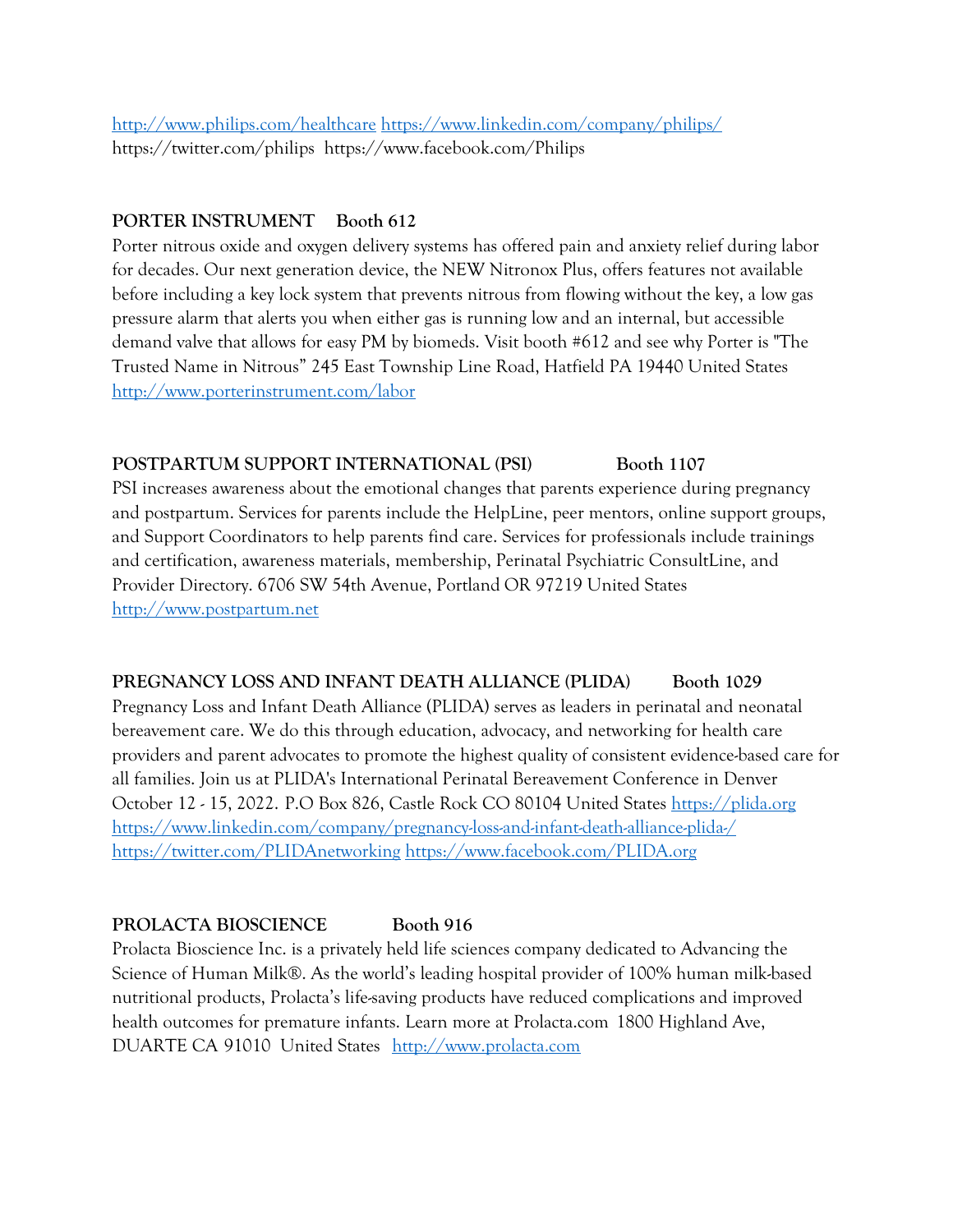http://www.philips.com/healthcare https://www.linkedin.com/company/philips/
https://twitter.com/philips https://www.facebook.com/Philips

**PORTER INSTRUMENT Booth 612**

Porter nitrous oxide and oxygen delivery systems has offered pain and anxiety relief during labor for decades. Our next generation device, the NEW Nitronox Plus, offers features not available before including a key lock system that prevents nitrous from flowing without the key, a low gas pressure alarm that alerts you when either gas is running low and an internal, but accessible demand valve that allows for easy PM by biomeds. Visit booth #612 and see why Porter is "The Trusted Name in Nitrous" 245 East Township Line Road, Hatfield PA 19440 United States
http://www.porterinstrument.com/labor

**POSTPARTUM SUPPORT INTERNATIONAL (PSI) Booth 1107**

PSI increases awareness about the emotional changes that parents experience during pregnancy and postpartum. Services for parents include the HelpLine, peer mentors, online support groups, and Support Coordinators to help parents find care. Services for professionals include trainings and certification, awareness materials, membership, Perinatal Psychiatric ConsultLine, and Provider Directory. 6706 SW 54th Avenue, Portland OR 97219 United States
http://www.postpartum.net

**PREGNANCY LOSS AND INFANT DEATH ALLIANCE (PLIDA) Booth 1029**

Pregnancy Loss and Infant Death Alliance (PLIDA) serves as leaders in perinatal and neonatal bereavement care. We do this through education, advocacy, and networking for health care providers and parent advocates to promote the highest quality of consistent evidence-based care for all families. Join us at PLIDA's International Perinatal Bereavement Conference in Denver October 12 - 15, 2022. P.O Box 826, Castle Rock CO 80104 United States https://plida.org
https://www.linkedin.com/company/pregnancy-loss-and-infant-death-alliance-plida-/
https://twitter.com/PLIDAnetworking https://www.facebook.com/PLIDA.org

**PROLACTA BIOSCIENCE Booth 916**

Prolacta Bioscience Inc. is a privately held life sciences company dedicated to Advancing the Science of Human Milk®. As the world's leading hospital provider of 100% human milk-based nutritional products, Prolacta's life-saving products have reduced complications and improved health outcomes for premature infants. Learn more at Prolacta.com 1800 Highland Ave, DUARTE CA 91010 United States http://www.prolacta.com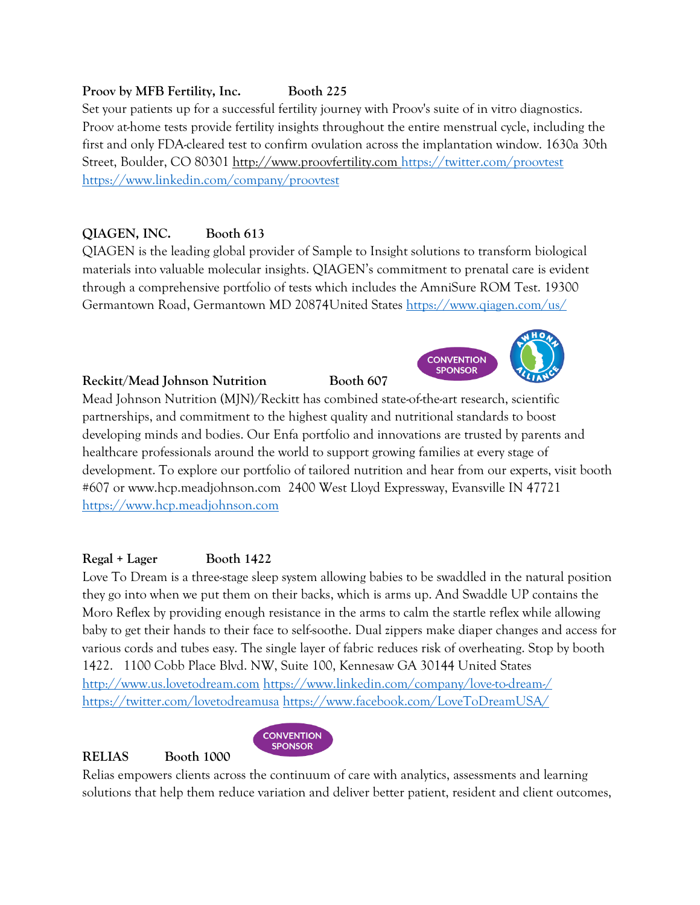**Proov by MFB Fertility, Inc.** **Booth 225**

Set your patients up for a successful fertility journey with Proov's suite of in vitro diagnostics. Proov at-home tests provide fertility insights throughout the entire menstrual cycle, including the first and only FDA-cleared test to confirm ovulation across the implantation window. 1630a 30th Street, Boulder, CO 80301 http://www.proovfertility.com https://twitter.com/proovtest https://www.linkedin.com/company/proovtest

**QIAGEN, INC.** **Booth 613**

QIAGEN is the leading global provider of Sample to Insight solutions to transform biological materials into valuable molecular insights. QIAGEN's commitment to prenatal care is evident through a comprehensive portfolio of tests which includes the AmniSure ROM Test. 19300 Germantown Road, Germantown MD 20874United States https://www.qiagen.com/us/

**Reckitt/Mead Johnson Nutrition** **Booth 607**

CONVENTION SPONSOR

Mead Johnson Nutrition (MJN)/Reckitt has combined state-of-the-art research, scientific partnerships, and commitment to the highest quality and nutritional standards to boost developing minds and bodies. Our Enfa portfolio and innovations are trusted by parents and healthcare professionals around the world to support growing families at every stage of development. To explore our portfolio of tailored nutrition and hear from our experts, visit booth #607 or www.hcp.meadjohnson.com 2400 West Lloyd Expressway, Evansville IN 47721 https://www.hcp.meadjohnson.com

**Regal + Lager** **Booth 1422**

Love To Dream is a three-stage sleep system allowing babies to be swaddled in the natural position they go into when we put them on their backs, which is arms up. And Swaddle UP contains the Moro Reflex by providing enough resistance in the arms to calm the startle reflex while allowing baby to get their hands to their face to self-soothe. Dual zippers make diaper changes and access for various cords and tubes easy. The single layer of fabric reduces risk of overheating. Stop by booth 1422. 1100 Cobb Place Blvd. NW, Suite 100, Kennesaw GA 30144 United States http://www.us.lovetodream.com https://www.linkedin.com/company/love-to-dream-/ https://twitter.com/lovetodreamusa https://www.facebook.com/LoveToDreamUSA/

**RELIAS** **Booth 1000**

CONVENTION SPONSOR

Relias empowers clients across the continuum of care with analytics, assessments and learning solutions that help them reduce variation and deliver better patient, resident and client outcomes,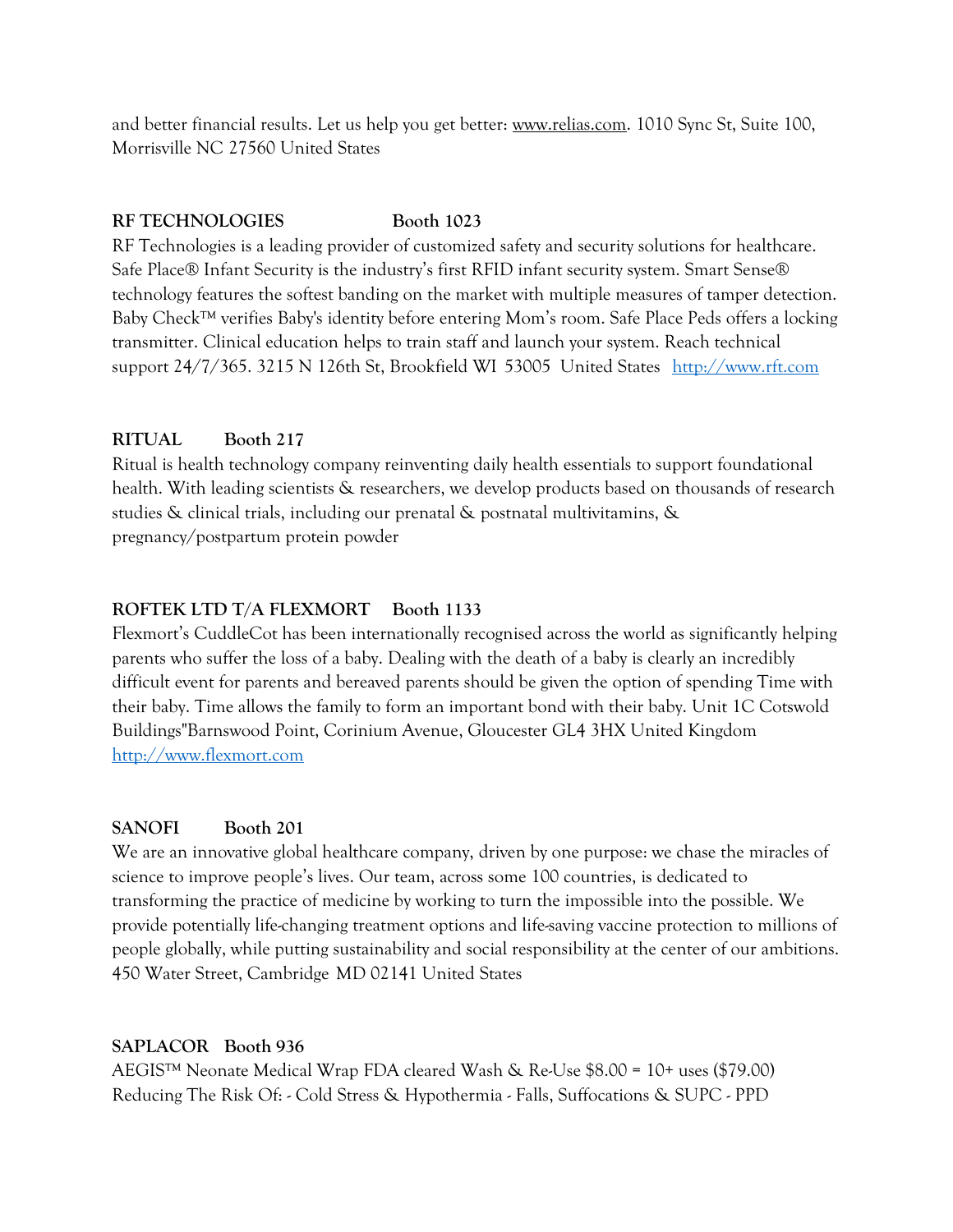and better financial results. Let us help you get better: www.relias.com. 1010 Sync St, Suite 100, Morrisville NC 27560 United States

**RF TECHNOLOGIES Booth 1023**

RF Technologies is a leading provider of customized safety and security solutions for healthcare. Safe Place® Infant Security is the industry's first RFID infant security system. Smart Sense® technology features the softest banding on the market with multiple measures of tamper detection. Baby Check™ verifies Baby's identity before entering Mom's room. Safe Place Peds offers a locking transmitter. Clinical education helps to train staff and launch your system. Reach technical support 24/7/365. 3215 N 126th St, Brookfield WI 53005 United States http://www.rft.com

**RITUAL Booth 217**

Ritual is health technology company reinventing daily health essentials to support foundational health. With leading scientists & researchers, we develop products based on thousands of research studies & clinical trials, including our prenatal & postnatal multivitamins, & pregnancy/postpartum protein powder

**ROFTEK LTD T/A FLEXMORT Booth 1133**

Flexmort's CuddleCot has been internationally recognised across the world as significantly helping parents who suffer the loss of a baby. Dealing with the death of a baby is clearly an incredibly difficult event for parents and bereaved parents should be given the option of spending Time with their baby. Time allows the family to form an important bond with their baby. Unit 1C Cotswold Buildings"Barnswood Point, Corinium Avenue, Gloucester GL4 3HX United Kingdom http://www.flexmort.com

**SANOFI Booth 201**

We are an innovative global healthcare company, driven by one purpose: we chase the miracles of science to improve people's lives. Our team, across some 100 countries, is dedicated to transforming the practice of medicine by working to turn the impossible into the possible. We provide potentially life-changing treatment options and life-saving vaccine protection to millions of people globally, while putting sustainability and social responsibility at the center of our ambitions. 450 Water Street, Cambridge MD 02141 United States

**SAPLACOR Booth 936**

AEGIS™ Neonate Medical Wrap FDA cleared Wash & Re-Use $8.00 = 10+ uses ($79.00) Reducing The Risk Of: - Cold Stress & Hypothermia - Falls, Suffocations & SUPC - PPD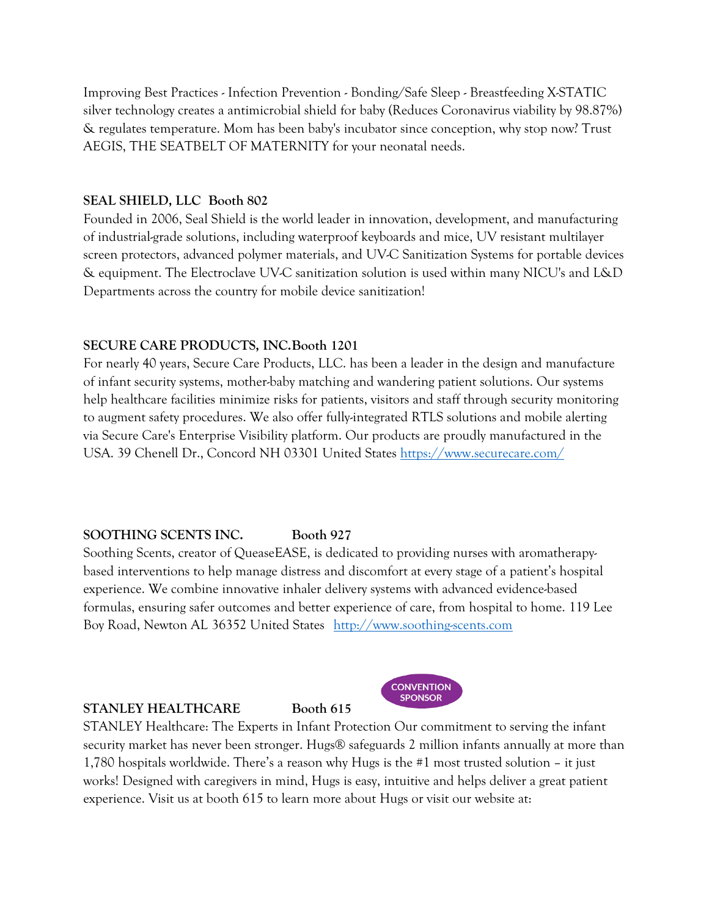Improving Best Practices - Infection Prevention - Bonding/Safe Sleep - Breastfeeding X-STATIC silver technology creates a antimicrobial shield for baby (Reduces Coronavirus viability by 98.87%) & regulates temperature. Mom has been baby's incubator since conception, why stop now? Trust AEGIS, THE SEATBELT OF MATERNITY for your neonatal needs.

**SEAL SHIELD, LLC  Booth 802**

Founded in 2006, Seal Shield is the world leader in innovation, development, and manufacturing of industrial-grade solutions, including waterproof keyboards and mice, UV resistant multilayer screen protectors, advanced polymer materials, and UV-C Sanitization Systems for portable devices & equipment. The Electroclave UV-C sanitization solution is used within many NICU's and L&D Departments across the country for mobile device sanitization!

**SECURE CARE PRODUCTS, INC.Booth 1201**

For nearly 40 years, Secure Care Products, LLC. has been a leader in the design and manufacture of infant security systems, mother-baby matching and wandering patient solutions. Our systems help healthcare facilities minimize risks for patients, visitors and staff through security monitoring to augment safety procedures. We also offer fully-integrated RTLS solutions and mobile alerting via Secure Care's Enterprise Visibility platform. Our products are proudly manufactured in the USA. 39 Chenell Dr., Concord NH 03301 United States https://www.securecare.com/

**SOOTHING SCENTS INC.  Booth 927**

Soothing Scents, creator of QueaseEASE, is dedicated to providing nurses with aromatherapy-based interventions to help manage distress and discomfort at every stage of a patient's hospital experience. We combine innovative inhaler delivery systems with advanced evidence-based formulas, ensuring safer outcomes and better experience of care, from hospital to home. 119 Lee Boy Road, Newton AL 36352 United States http://www.soothing-scents.com

**STANLEY HEALTHCARE  Booth 615**

CONVENTION SPONSOR

STANLEY Healthcare: The Experts in Infant Protection Our commitment to serving the infant security market has never been stronger. Hugs® safeguards 2 million infants annually at more than 1,780 hospitals worldwide. There's a reason why Hugs is the #1 most trusted solution – it just works! Designed with caregivers in mind, Hugs is easy, intuitive and helps deliver a great patient experience. Visit us at booth 615 to learn more about Hugs or visit our website at: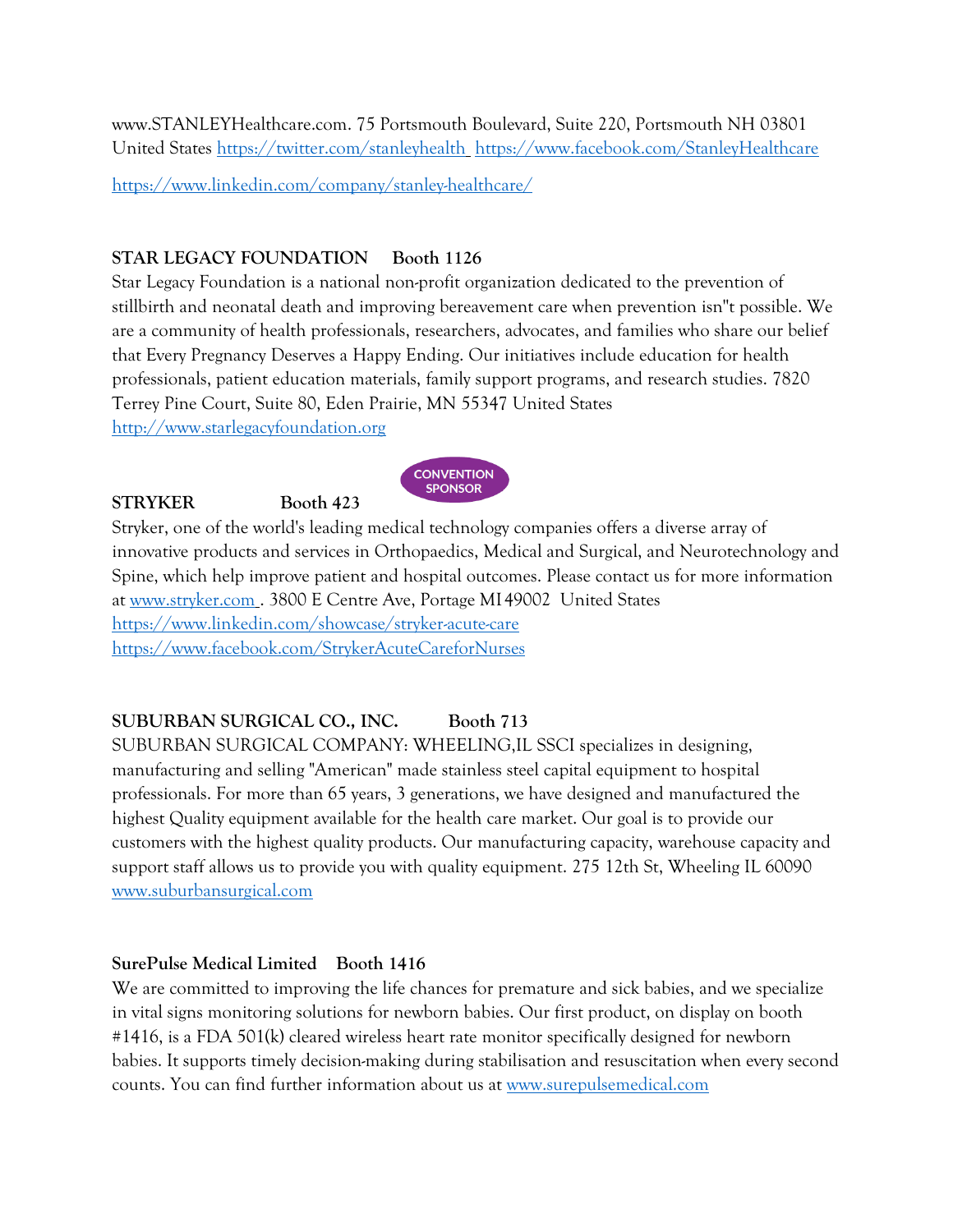www.STANLEYHealthcare.com. 75 Portsmouth Boulevard, Suite 220, Portsmouth NH 03801 United States https://twitter.com/stanleyhealth https://www.facebook.com/StanleyHealthcare

https://www.linkedin.com/company/stanley-healthcare/

**STAR LEGACY FOUNDATION Booth 1126**

Star Legacy Foundation is a national non-profit organization dedicated to the prevention of stillbirth and neonatal death and improving bereavement care when prevention isn"t possible. We are a community of health professionals, researchers, advocates, and families who share our belief that Every Pregnancy Deserves a Happy Ending. Our initiatives include education for health professionals, patient education materials, family support programs, and research studies. 7820 Terrey Pine Court, Suite 80, Eden Prairie, MN 55347 United States http://www.starlegacyfoundation.org

**STRYKER Booth 423** CONVENTION SPONSOR

Stryker, one of the world's leading medical technology companies offers a diverse array of innovative products and services in Orthopaedics, Medical and Surgical, and Neurotechnology and Spine, which help improve patient and hospital outcomes. Please contact us for more information at www.stryker.com . 3800 E Centre Ave, Portage MI 49002 United States
https://www.linkedin.com/showcase/stryker-acute-care
https://www.facebook.com/StrykerAcuteCareforNurses

**SUBURBAN SURGICAL CO., INC. Booth 713**

SUBURBAN SURGICAL COMPANY: WHEELING,IL SSCI specializes in designing, manufacturing and selling "American" made stainless steel capital equipment to hospital professionals. For more than 65 years, 3 generations, we have designed and manufactured the highest Quality equipment available for the health care market. Our goal is to provide our customers with the highest quality products. Our manufacturing capacity, warehouse capacity and support staff allows us to provide you with quality equipment. 275 12th St, Wheeling IL 60090 www.suburbansurgical.com

**SurePulse Medical Limited Booth 1416**

We are committed to improving the life chances for premature and sick babies, and we specialize in vital signs monitoring solutions for newborn babies. Our first product, on display on booth #1416, is a FDA 501(k) cleared wireless heart rate monitor specifically designed for newborn babies. It supports timely decision-making during stabilisation and resuscitation when every second counts. You can find further information about us at www.surepulsemedical.com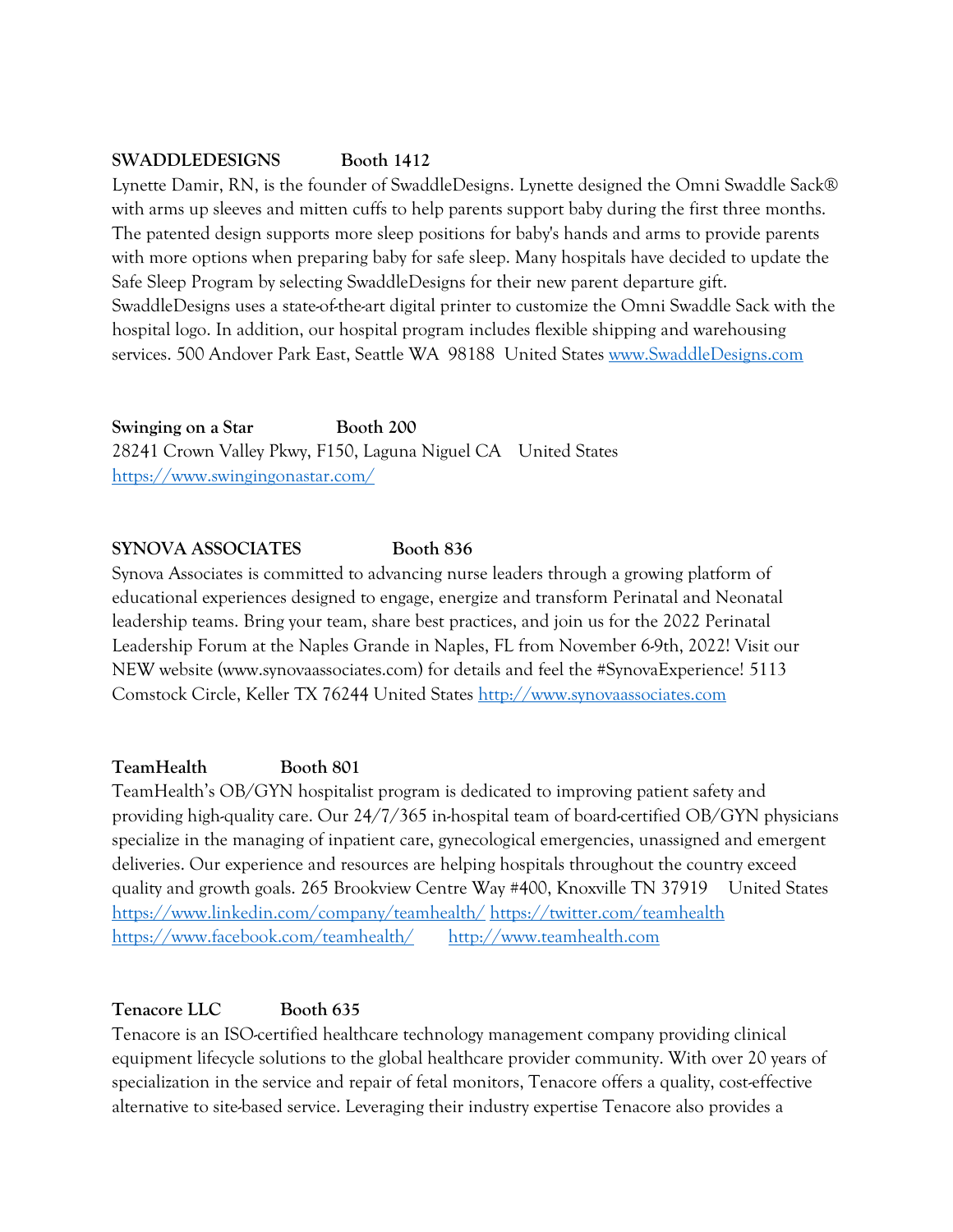**SWADDLEDESIGNS Booth 1412**

Lynette Damir, RN, is the founder of SwaddleDesigns. Lynette designed the Omni Swaddle Sack® with arms up sleeves and mitten cuffs to help parents support baby during the first three months. The patented design supports more sleep positions for baby's hands and arms to provide parents with more options when preparing baby for safe sleep. Many hospitals have decided to update the Safe Sleep Program by selecting SwaddleDesigns for their new parent departure gift. SwaddleDesigns uses a state-of-the-art digital printer to customize the Omni Swaddle Sack with the hospital logo. In addition, our hospital program includes flexible shipping and warehousing services. 500 Andover Park East, Seattle WA 98188 United States www.SwaddleDesigns.com

**Swinging on a Star Booth 200**

28241 Crown Valley Pkwy, F150, Laguna Niguel CA United States
https://www.swingingonastar.com/

**SYNOVA ASSOCIATES Booth 836**

Synova Associates is committed to advancing nurse leaders through a growing platform of educational experiences designed to engage, energize and transform Perinatal and Neonatal leadership teams. Bring your team, share best practices, and join us for the 2022 Perinatal Leadership Forum at the Naples Grande in Naples, FL from November 6-9th, 2022! Visit our NEW website (www.synovaassociates.com) for details and feel the #SynovaExperience! 5113 Comstock Circle, Keller TX 76244 United States http://www.synovaassociates.com

**TeamHealth Booth 801**

TeamHealth's OB/GYN hospitalist program is dedicated to improving patient safety and providing high-quality care. Our 24/7/365 in-hospital team of board-certified OB/GYN physicians specialize in the managing of inpatient care, gynecological emergencies, unassigned and emergent deliveries. Our experience and resources are helping hospitals throughout the country exceed quality and growth goals. 265 Brookview Centre Way #400, Knoxville TN 37919 United States https://www.linkedin.com/company/teamhealth/ https://twitter.com/teamhealth https://www.facebook.com/teamhealth/ http://www.teamhealth.com

**Tenacore LLC Booth 635**

Tenacore is an ISO-certified healthcare technology management company providing clinical equipment lifecycle solutions to the global healthcare provider community. With over 20 years of specialization in the service and repair of fetal monitors, Tenacore offers a quality, cost-effective alternative to site-based service. Leveraging their industry expertise Tenacore also provides a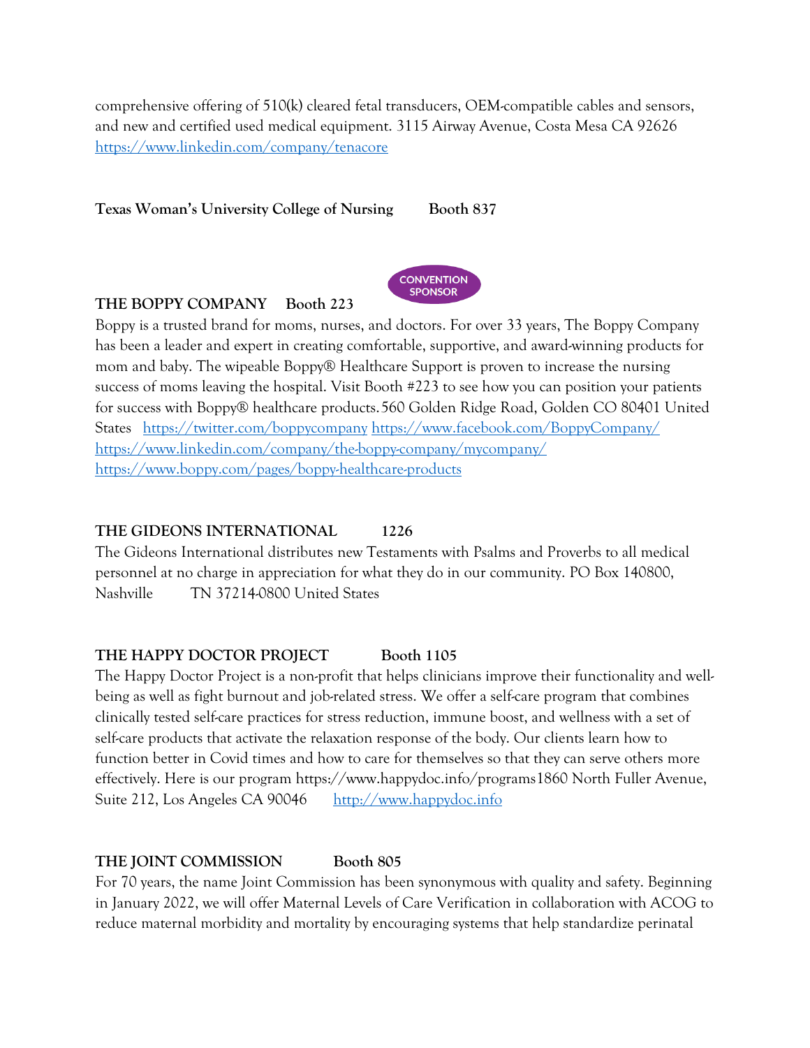comprehensive offering of 510(k) cleared fetal transducers, OEM-compatible cables and sensors, and new and certified used medical equipment. 3115 Airway Avenue, Costa Mesa CA 92626 https://www.linkedin.com/company/tenacore

**Texas Woman's University College of Nursing Booth 837**

**THE BOPPY COMPANY Booth 223**

CONVENTION SPONSOR

Boppy is a trusted brand for moms, nurses, and doctors. For over 33 years, The Boppy Company has been a leader and expert in creating comfortable, supportive, and award-winning products for mom and baby. The wipeable Boppy® Healthcare Support is proven to increase the nursing success of moms leaving the hospital. Visit Booth #223 to see how you can position your patients for success with Boppy® healthcare products. 560 Golden Ridge Road, Golden CO 80401 United States https://twitter.com/boppycompany https://www.facebook.com/BoppyCompany/ https://www.linkedin.com/company/the-boppy-company/mycompany/ https://www.boppy.com/pages/boppy-healthcare-products

**THE GIDEONS INTERNATIONAL 1226**

The Gideons International distributes new Testaments with Psalms and Proverbs to all medical personnel at no charge in appreciation for what they do in our community. PO Box 140800, Nashville TN 37214-0800 United States

**THE HAPPY DOCTOR PROJECT Booth 1105**

The Happy Doctor Project is a non-profit that helps clinicians improve their functionality and well-being as well as fight burnout and job-related stress. We offer a self-care program that combines clinically tested self-care practices for stress reduction, immune boost, and wellness with a set of self-care products that activate the relaxation response of the body. Our clients learn how to function better in Covid times and how to care for themselves so that they can serve others more effectively. Here is our program https://www.happydoc.info/programs1860 North Fuller Avenue, Suite 212, Los Angeles CA 90046 http://www.happydoc.info

**THE JOINT COMMISSION Booth 805**

For 70 years, the name Joint Commission has been synonymous with quality and safety. Beginning in January 2022, we will offer Maternal Levels of Care Verification in collaboration with ACOG to reduce maternal morbidity and mortality by encouraging systems that help standardize perinatal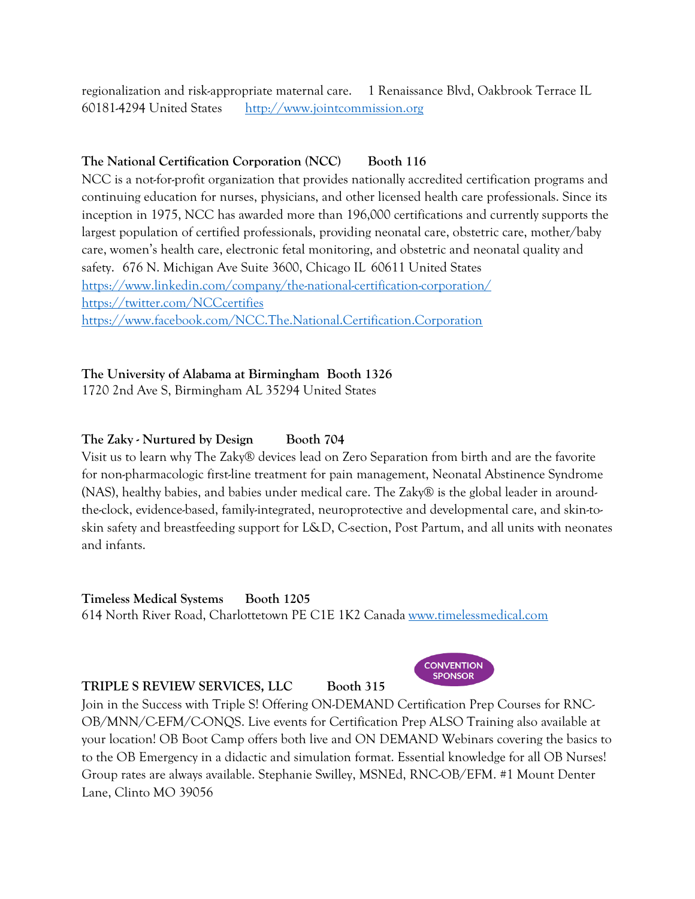regionalization and risk-appropriate maternal care. 1 Renaissance Blvd, Oakbrook Terrace IL 60181-4294 United States http://www.jointcommission.org

**The National Certification Corporation (NCC) Booth 116**

NCC is a not-for-profit organization that provides nationally accredited certification programs and continuing education for nurses, physicians, and other licensed health care professionals. Since its inception in 1975, NCC has awarded more than 196,000 certifications and currently supports the largest population of certified professionals, providing neonatal care, obstetric care, mother/baby care, women's health care, electronic fetal monitoring, and obstetric and neonatal quality and safety. 676 N. Michigan Ave Suite 3600, Chicago IL 60611 United States
https://www.linkedin.com/company/the-national-certification-corporation/
https://twitter.com/NCCcertifies
https://www.facebook.com/NCC.The.National.Certification.Corporation

**The University of Alabama at Birmingham Booth 1326**

1720 2nd Ave S, Birmingham AL 35294 United States

**The Zaky - Nurtured by Design Booth 704**

Visit us to learn why The Zaky® devices lead on Zero Separation from birth and are the favorite for non-pharmacologic first-line treatment for pain management, Neonatal Abstinence Syndrome (NAS), healthy babies, and babies under medical care. The Zaky® is the global leader in around-the-clock, evidence-based, family-integrated, neuroprotective and developmental care, and skin-to-skin safety and breastfeeding support for L&D, C-section, Post Partum, and all units with neonates and infants.

**Timeless Medical Systems Booth 1205**

614 North River Road, Charlottetown PE C1E 1K2 Canada www.timelessmedical.com

**TRIPLE S REVIEW SERVICES, LLC Booth 315**

CONVENTION SPONSOR

Join in the Success with Triple S! Offering ON-DEMAND Certification Prep Courses for RNC-OB/MNN/C-EFM/C-ONQS. Live events for Certification Prep ALSO Training also available at your location! OB Boot Camp offers both live and ON DEMAND Webinars covering the basics to to the OB Emergency in a didactic and simulation format. Essential knowledge for all OB Nurses! Group rates are always available. Stephanie Swilley, MSNEd, RNC-OB/EFM. #1 Mount Denter Lane, Clinto MO 39056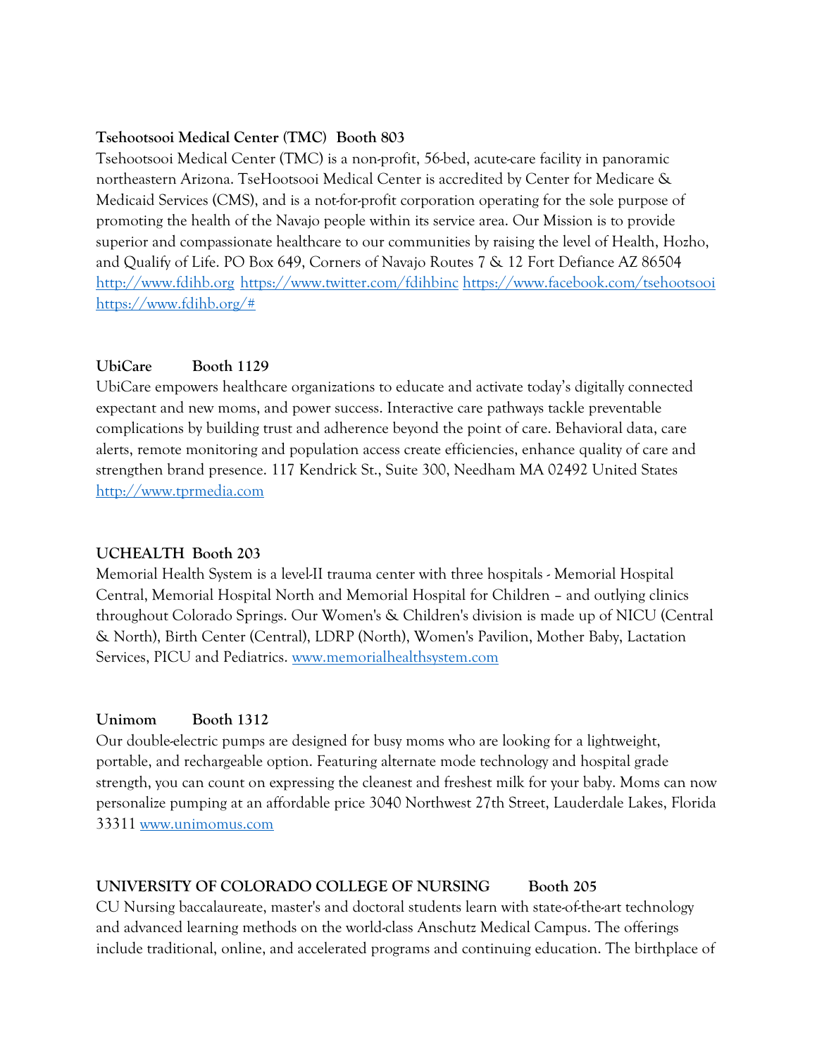**Tsehootsooi Medical Center (TMC) Booth 803**

Tsehootsooi Medical Center (TMC) is a non-profit, 56-bed, acute-care facility in panoramic northeastern Arizona. TseHootsooi Medical Center is accredited by Center for Medicare & Medicaid Services (CMS), and is a not-for-profit corporation operating for the sole purpose of promoting the health of the Navajo people within its service area. Our Mission is to provide superior and compassionate healthcare to our communities by raising the level of Health, Hozho, and Qualify of Life. PO Box 649, Corners of Navajo Routes 7 & 12 Fort Defiance AZ 86504 http://www.fdihb.org https://www.twitter.com/fdihbinc https://www.facebook.com/tsehootsooi https://www.fdihb.org/#

**UbiCare Booth 1129**

UbiCare empowers healthcare organizations to educate and activate today's digitally connected expectant and new moms, and power success. Interactive care pathways tackle preventable complications by building trust and adherence beyond the point of care. Behavioral data, care alerts, remote monitoring and population access create efficiencies, enhance quality of care and strengthen brand presence. 117 Kendrick St., Suite 300, Needham MA 02492 United States http://www.tprmedia.com

**UCHEALTH Booth 203**

Memorial Health System is a level-II trauma center with three hospitals - Memorial Hospital Central, Memorial Hospital North and Memorial Hospital for Children – and outlying clinics throughout Colorado Springs. Our Women's & Children's division is made up of NICU (Central & North), Birth Center (Central), LDRP (North), Women's Pavilion, Mother Baby, Lactation Services, PICU and Pediatrics. www.memorialhealthsystem.com

**Unimom Booth 1312**

Our double-electric pumps are designed for busy moms who are looking for a lightweight, portable, and rechargeable option. Featuring alternate mode technology and hospital grade strength, you can count on expressing the cleanest and freshest milk for your baby. Moms can now personalize pumping at an affordable price 3040 Northwest 27th Street, Lauderdale Lakes, Florida 33311 www.unimomus.com

**UNIVERSITY OF COLORADO COLLEGE OF NURSING Booth 205**

CU Nursing baccalaureate, master's and doctoral students learn with state-of-the-art technology and advanced learning methods on the world-class Anschutz Medical Campus. The offerings include traditional, online, and accelerated programs and continuing education. The birthplace of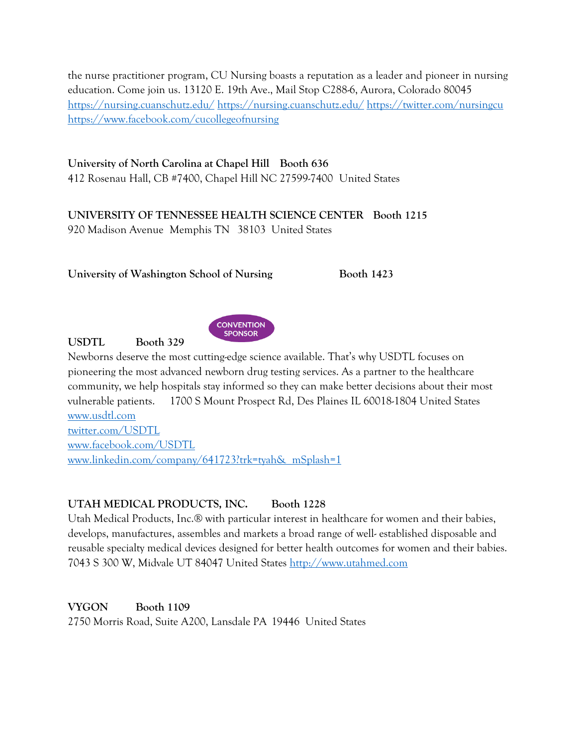the nurse practitioner program, CU Nursing boasts a reputation as a leader and pioneer in nursing education. Come join us. 13120 E. 19th Ave., Mail Stop C288-6, Aurora, Colorado 80045 https://nursing.cuanschutz.edu/ https://nursing.cuanschutz.edu/ https://twitter.com/nursingcu https://www.facebook.com/cucollegeofnursing

**University of North Carolina at Chapel Hill    Booth 636**
412 Rosenau Hall, CB #7400, Chapel Hill NC 27599-7400  United States

**UNIVERSITY OF TENNESSEE HEALTH SCIENCE CENTER    Booth 1215**
920 Madison Avenue  Memphis TN   38103  United States

**University of Washington School of Nursing    Booth 1423**

CONVENTION SPONSOR

**USDTL    Booth 329**
Newborns deserve the most cutting-edge science available. That's why USDTL focuses on pioneering the most advanced newborn drug testing services. As a partner to the healthcare community, we help hospitals stay informed so they can make better decisions about their most vulnerable patients.    1700 S Mount Prospect Rd, Des Plaines IL 60018-1804 United States
www.usdtl.com
twitter.com/USDTL
www.facebook.com/USDTL
www.linkedin.com/company/641723?trk=tyah&_mSplash=1

**UTAH MEDICAL PRODUCTS, INC.    Booth 1228**
Utah Medical Products, Inc.® with particular interest in healthcare for women and their babies, develops, manufactures, assembles and markets a broad range of well- established disposable and reusable specialty medical devices designed for better health outcomes for women and their babies. 7043 S 300 W, Midvale UT 84047 United States http://www.utahmed.com

**VYGON    Booth 1109**
2750 Morris Road, Suite A200, Lansdale PA  19446  United States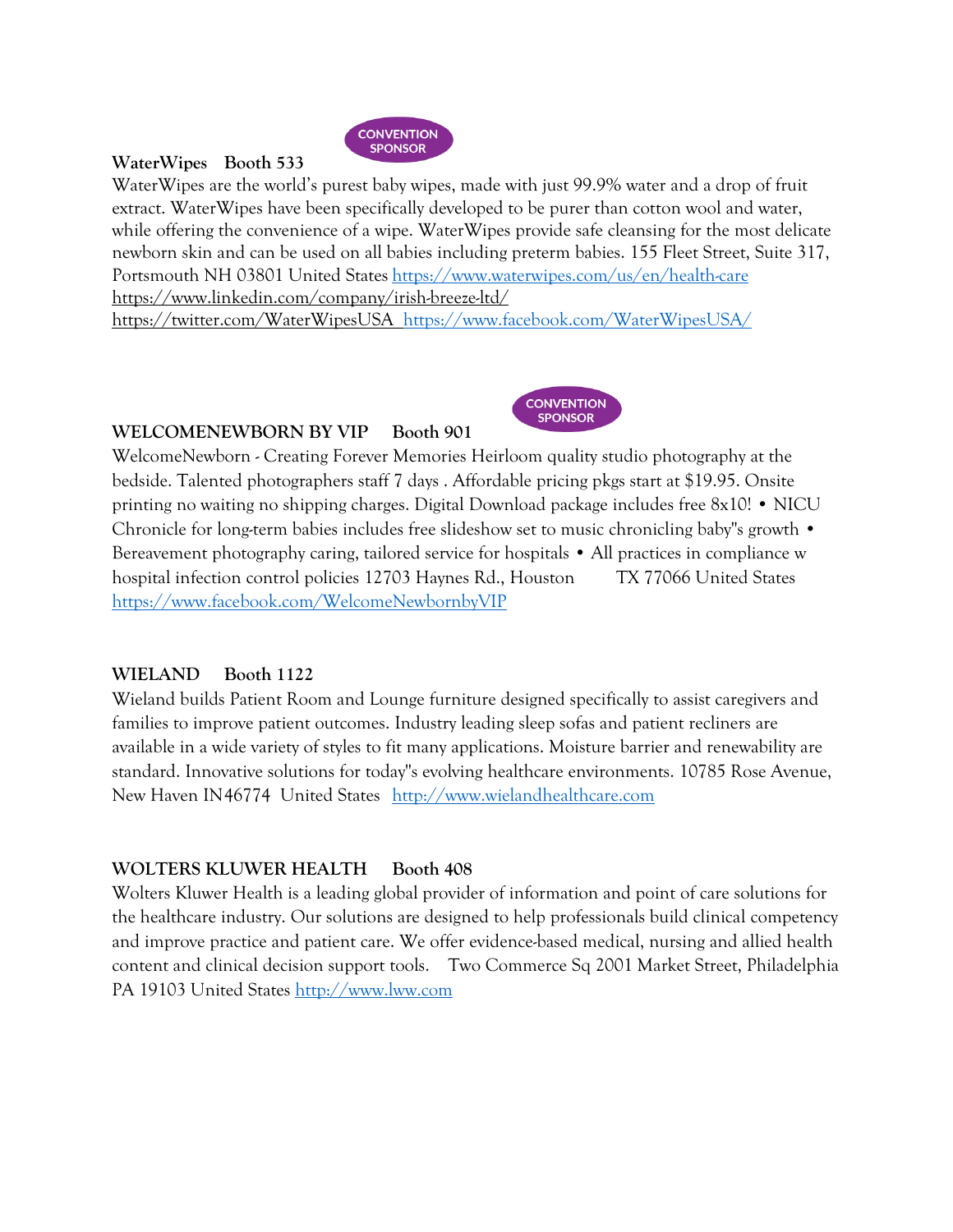CONVENTION SPONSOR

**WaterWipes    Booth 533**

WaterWipes are the world's purest baby wipes, made with just 99.9% water and a drop of fruit extract. WaterWipes have been specifically developed to be purer than cotton wool and water, while offering the convenience of a wipe. WaterWipes provide safe cleansing for the most delicate newborn skin and can be used on all babies including preterm babies. 155 Fleet Street, Suite 317, Portsmouth NH 03801 United States https://www.waterwipes.com/us/en/health-care https://www.linkedin.com/company/irish-breeze-ltd/ https://twitter.com/WaterWipesUSA https://www.facebook.com/WaterWipesUSA/

CONVENTION SPONSOR

**WELCOMENEWBORN BY VIP    Booth 901**

WelcomeNewborn - Creating Forever Memories Heirloom quality studio photography at the bedside. Talented photographers staff 7 days . Affordable pricing pkgs start at $19.95. Onsite printing no waiting no shipping charges. Digital Download package includes free 8x10! • NICU Chronicle for long-term babies includes free slideshow set to music chronicling baby''s growth • Bereavement photography caring, tailored service for hospitals • All practices in compliance w hospital infection control policies 12703 Haynes Rd., Houston TX 77066 United States https://www.facebook.com/WelcomeNewbornbyVIP

**WIELAND    Booth 1122**

Wieland builds Patient Room and Lounge furniture designed specifically to assist caregivers and families to improve patient outcomes. Industry leading sleep sofas and patient recliners are available in a wide variety of styles to fit many applications. Moisture barrier and renewability are standard. Innovative solutions for today''s evolving healthcare environments. 10785 Rose Avenue, New Haven IN46774 United States http://www.wielandhealthcare.com

**WOLTERS KLUWER HEALTH    Booth 408**

Wolters Kluwer Health is a leading global provider of information and point of care solutions for the healthcare industry. Our solutions are designed to help professionals build clinical competency and improve practice and patient care. We offer evidence-based medical, nursing and allied health content and clinical decision support tools. Two Commerce Sq 2001 Market Street, Philadelphia PA 19103 United States http://www.lww.com